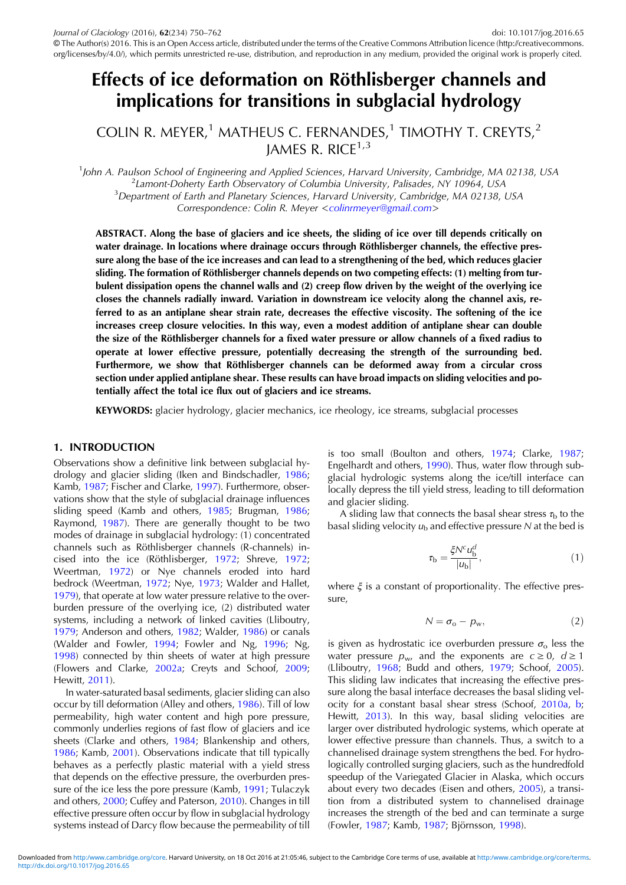# Effects of ice deformation on Röthlisberger channels and implications for transitions in subglacial hydrology

COLIN R. MEYER,[1] MATHEUS C. FERNANDES,[1] TIMOTHY T. CREYTS,[2] JAMES R. RICE[1,3]

[1]John A. Paulson School of Engineering and Applied Sciences, Harvard University, Cambridge, MA 02138, USA
[2]Lamont-Doherty Earth Observatory of Columbia University, Palisades, NY 10964, USA
[3]Department of Earth and Planetary Sciences, Harvard University, Cambridge, MA 02138, USA
Correspondence: Colin R. Meyer <colinrmeyer@gmail.com>

**ABSTRACT. Along the base of glaciers and ice sheets, the sliding of ice over till depends critically on water drainage. In locations where drainage occurs through Röthlisberger channels, the effective pressure along the base of the ice increases and can lead to a strengthening of the bed, which reduces glacier sliding. The formation of Röthlisberger channels depends on two competing effects: (1) melting from turbulent dissipation opens the channel walls and (2) creep flow driven by the weight of the overlying ice closes the channels radially inward. Variation in downstream ice velocity along the channel axis, referred to as an antiplane shear strain rate, decreases the effective viscosity. The softening of the ice increases creep closure velocities. In this way, even a modest addition of antiplane shear can double the size of the Röthlisberger channels for a fixed water pressure or allow channels of a fixed radius to operate at lower effective pressure, potentially decreasing the strength of the surrounding bed. Furthermore, we show that Röthlisberger channels can be deformed away from a circular cross section under applied antiplane shear. These results can have broad impacts on sliding velocities and potentially affect the total ice flux out of glaciers and ice streams.**

**KEYWORDS:** glacier hydrology, glacier mechanics, ice rheology, ice streams, subglacial processes

## 1. INTRODUCTION

Observations show a definitive link between subglacial hydrology and glacier sliding (Iken and Bindschadler, 1986; Kamb, 1987; Fischer and Clarke, 1997). Furthermore, observations show that the style of subglacial drainage influences sliding speed (Kamb and others, 1985; Brugman, 1986; Raymond, 1987). There are generally thought to be two modes of drainage in subglacial hydrology: (1) concentrated channels such as Röthlisberger channels (R-channels) incised into the ice (Röthlisberger, 1972; Shreve, 1972; Weertman, 1972) or Nye channels eroded into hard bedrock (Weertman, 1972; Nye, 1973; Walder and Hallet, 1979), that operate at low water pressure relative to the overburden pressure of the overlying ice, (2) distributed water systems, including a network of linked cavities (Lliboutry, 1979; Anderson and others, 1982; Walder, 1986) or canals (Walder and Fowler, 1994; Fowler and Ng, 1996; Ng, 1998) connected by thin sheets of water at high pressure (Flowers and Clarke, 2002a; Creyts and Schoof, 2009; Hewitt, 2011).

In water-saturated basal sediments, glacier sliding can also occur by till deformation (Alley and others, 1986). Till of low permeability, high water content and high pore pressure, commonly underlies regions of fast flow of glaciers and ice sheets (Clarke and others, 1984; Blankenship and others, 1986; Kamb, 2001). Observations indicate that till typically behaves as a perfectly plastic material with a yield stress that depends on the effective pressure, the overburden pressure of the ice less the pore pressure (Kamb, 1991; Tulaczyk and others, 2000; Cuffey and Paterson, 2010). Changes in till effective pressure often occur by flow in subglacial hydrology systems instead of Darcy flow because the permeability of till is too small (Boulton and others, 1974; Clarke, 1987; Engelhardt and others, 1990). Thus, water flow through subglacial hydrologic systems along the ice/till interface can locally depress the till yield stress, leading to till deformation and glacier sliding.

A sliding law that connects the basal shear stress $\tau_b$ to the basal sliding velocity $u_b$ and effective pressure $N$ at the bed is

$$\tau_b = \frac{\xi N^c u_b^d}{|u_b|}, \tag{1}$$

where $\xi$ is a constant of proportionality. The effective pressure,

$$N = \sigma_o - p_w, \tag{2}$$

is given as hydrostatic ice overburden pressure $\sigma_o$ less the water pressure $p_w$, and the exponents are $c \geq 0$, $d \geq 1$ (Lliboutry, 1968; Budd and others, 1979; Schoof, 2005). This sliding law indicates that increasing the effective pressure along the basal interface decreases the basal sliding velocity for a constant basal shear stress (Schoof, 2010a, b; Hewitt, 2013). In this way, basal sliding velocities are larger over distributed hydrologic systems, which operate at lower effective pressure than channels. Thus, a switch to a channelised drainage system strengthens the bed. For hydrologically controlled surging glaciers, such as the hundredfold speedup of the Variegated Glacier in Alaska, which occurs about every two decades (Eisen and others, 2005), a transition from a distributed system to channelised drainage increases the strength of the bed and can terminate a surge (Fowler, 1987; Kamb, 1987; Björnsson, 1998).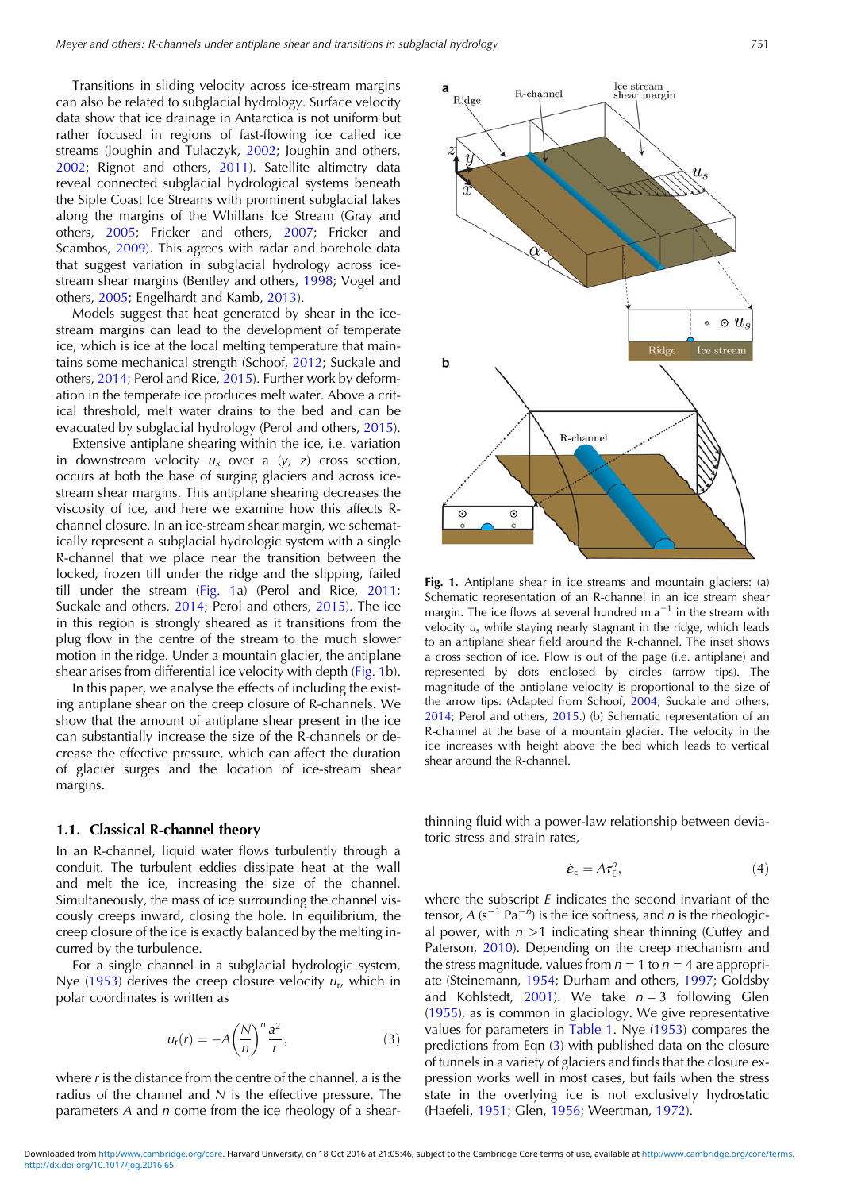Transitions in sliding velocity across ice-stream margins can also be related to subglacial hydrology. Surface velocity data show that ice drainage in Antarctica is not uniform but rather focused in regions of fast-flowing ice called ice streams (Joughin and Tulaczyk, 2002; Joughin and others, 2002; Rignot and others, 2011). Satellite altimetry data reveal connected subglacial hydrological systems beneath the Siple Coast Ice Streams with prominent subglacial lakes along the margins of the Whillans Ice Stream (Gray and others, 2005; Fricker and others, 2007; Fricker and Scambos, 2009). This agrees with radar and borehole data that suggest variation in subglacial hydrology across ice-stream shear margins (Bentley and others, 1998; Vogel and others, 2005; Engelhardt and Kamb, 2013).

Models suggest that heat generated by shear in the ice-stream margins can lead to the development of temperate ice, which is ice at the local melting temperature that maintains some mechanical strength (Schoof, 2012; Suckale and others, 2014; Perol and Rice, 2015). Further work by deformation in the temperate ice produces melt water. Above a critical threshold, melt water drains to the bed and can be evacuated by subglacial hydrology (Perol and others, 2015).

Extensive antiplane shearing within the ice, i.e. variation in downstream velocity $u_x$ over a $(y, z)$ cross section, occurs at both the base of surging glaciers and across ice-stream shear margins. This antiplane shearing decreases the viscosity of ice, and here we examine how this affects R-channel closure. In an ice-stream shear margin, we schematically represent a subglacial hydrologic system with a single R-channel that we place near the transition between the locked, frozen till under the ridge and the slipping, failed till under the stream (Fig. 1a) (Perol and Rice, 2011; Suckale and others, 2014; Perol and others, 2015). The ice in this region is strongly sheared as it transitions from the plug flow in the centre of the stream to the much slower motion in the ridge. Under a mountain glacier, the antiplane shear arises from differential ice velocity with depth (Fig. 1b).

In this paper, we analyse the effects of including the existing antiplane shear on the creep closure of R-channels. We show that the amount of antiplane shear present in the ice can substantially increase the size of the R-channels or decrease the effective pressure, which can affect the duration of glacier surges and the location of ice-stream shear margins.

**Fig. 1.** Antiplane shear in ice streams and mountain glaciers: (a) Schematic representation of an R-channel in an ice stream shear margin. The ice flows at several hundred m a$^{-1}$ in the stream with velocity $u_s$ while staying nearly stagnant in the ridge, which leads to an antiplane shear field around the R-channel. The inset shows a cross section of ice. Flow is out of the page (i.e. antiplane) and represented by dots enclosed by circles (arrow tips). The magnitude of the antiplane velocity is proportional to the size of the arrow tips. (Adapted from Schoof, 2004; Suckale and others, 2014; Perol and others, 2015.) (b) Schematic representation of an R-channel at the base of a mountain glacier. The velocity in the ice increases with height above the bed which leads to vertical shear around the R-channel.

## 1.1. Classical R-channel theory

In an R-channel, liquid water flows turbulently through a conduit. The turbulent eddies dissipate heat at the wall and melt the ice, increasing the size of the channel. Simultaneously, the mass of ice surrounding the channel viscously creeps inward, closing the hole. In equilibrium, the creep closure of the ice is exactly balanced by the melting incurred by the turbulence.

For a single channel in a subglacial hydrologic system, Nye (1953) derives the creep closure velocity $u_r$, which in polar coordinates is written as

$$u_r(r) = -A\left(\frac{N}{n}\right)^n \frac{a^2}{r}, \tag{3}$$

where $r$ is the distance from the centre of the channel, $a$ is the radius of the channel and $N$ is the effective pressure. The parameters $A$ and $n$ come from the ice rheology of a shear-thinning fluid with a power-law relationship between deviatoric stress and strain rates,

$$\dot{\varepsilon}_E = A\tau_E^n, \tag{4}$$

where the subscript $E$ indicates the second invariant of the tensor, $A$ (s$^{-1}$ Pa$^{-n}$) is the ice softness, and $n$ is the rheological power, with $n > 1$ indicating shear thinning (Cuffey and Paterson, 2010). Depending on the creep mechanism and the stress magnitude, values from $n = 1$ to $n = 4$ are appropriate (Steinemann, 1954; Durham and others, 1997; Goldsby and Kohlstedt, 2001). We take $n = 3$ following Glen (1955), as is common in glaciology. We give representative values for parameters in Table 1. Nye (1953) compares the predictions from Eqn (3) with published data on the closure of tunnels in a variety of glaciers and finds that the closure expression works well in most cases, but fails when the stress state in the overlying ice is not exclusively hydrostatic (Haefeli, 1951; Glen, 1956; Weertman, 1972).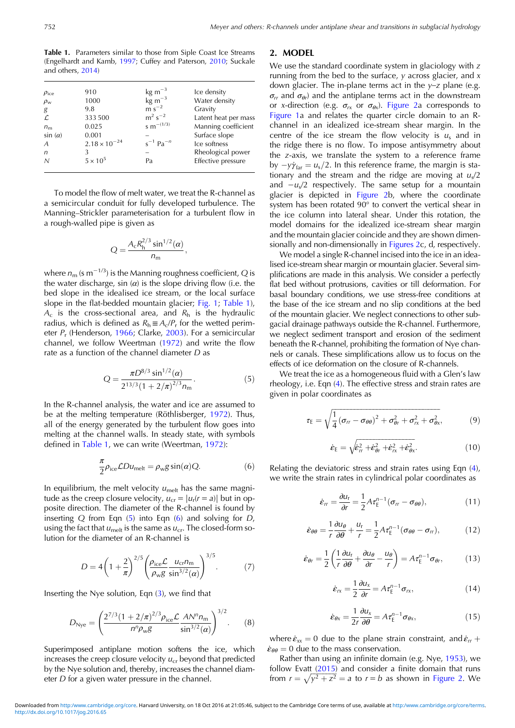**Table 1.** Parameters similar to those from Siple Coast Ice Streams (Engelhardt and Kamb, 1997; Cuffey and Paterson, 2010; Suckale and others, 2014)

| | | | |
|---|---|---|---|
| $\rho_{ice}$ | 910 | kg m$^{-3}$ | Ice density |
| $\rho_w$ | 1000 | kg m$^{-3}$ | Water density |
| $g$ | 9.8 | m s$^{-2}$ | Gravity |
| $\mathcal{L}$ | 333 500 | m$^2$ s$^{-2}$ | Latent heat per mass |
| $n_m$ | 0.025 | s m$^{-(1/3)}$ | Manning coefficient |
| sin ($\alpha$) | 0.001 | – | Surface slope |
| $A$ | $2.18 \times 10^{-24}$ | s$^{-1}$ Pa$^{-n}$ | Ice softness |
| $n$ | 3 | – | Rheological power |
| $N$ | $5 \times 10^5$ | Pa | Effective pressure |

To model the flow of melt water, we treat the R-channel as a semicircular conduit for fully developed turbulence. The Manning–Strickler parameterisation for a turbulent flow in a rough-walled pipe is given as

$$Q = \frac{A_c R_h^{2/3} \sin^{1/2}(\alpha)}{n_m},$$

where $n_m$ (s m$^{-1/3}$) is the Manning roughness coefficient, $Q$ is the water discharge, sin ($\alpha$) is the slope driving flow (i.e. the bed slope in the idealised ice stream, or the local surface slope in the flat-bedded mountain glacier; Fig. 1; Table 1), $A_c$ is the cross-sectional area, and $R_h$ is the hydraulic radius, which is defined as $R_h \equiv A_c/P_r$ for the wetted perimeter $P_r$ (Henderson, 1966; Clarke, 2003). For a semicircular channel, we follow Weertman (1972) and write the flow rate as a function of the channel diameter $D$ as

$$Q = \frac{\pi D^{8/3} \sin^{1/2}(\alpha)}{2^{13/3}(1 + 2/\pi)^{2/3} n_m}. \quad (5)$$

In the R-channel analysis, the water and ice are assumed to be at the melting temperature (Röthlisberger, 1972). Thus, all of the energy generated by the turbulent flow goes into melting at the channel walls. In steady state, with symbols defined in Table 1, we can write (Weertman, 1972):

$$\frac{\pi}{2} \rho_{ice} \mathcal{L} D u_{melt} = \rho_w g \sin(\alpha) Q. \quad (6)$$

In equilibrium, the melt velocity $u_{melt}$ has the same magnitude as the creep closure velocity, $u_{cr} = |u_r(r = a)|$ but in opposite direction. The diameter of the R-channel is found by inserting $Q$ from Eqn (5) into Eqn (6) and solving for $D$, using the fact that $u_{melt}$ is the same as $u_{cr}$. The closed-form solution for the diameter of an R-channel is

$$D = 4\left(1 + \frac{2}{\pi}\right)^{2/5} \left(\frac{\rho_{ice}\mathcal{L}}{\rho_w g} \frac{u_{cr} n_m}{\sin^{3/2}(\alpha)}\right)^{3/5}. \quad (7)$$

Inserting the Nye solution, Eqn (3), we find that

$$D_{Nye} = \left(\frac{2^{7/3}(1 + 2/\pi)^{2/3} \rho_{ice}\mathcal{L}}{n^n \rho_w g} \frac{A N^n n_m}{\sin^{3/2}(\alpha)}\right)^{3/2}. \quad (8)$$

Superimposed antiplane motion softens the ice, which increases the creep closure velocity $u_{cr}$ beyond that predicted by the Nye solution and, thereby, increases the channel diameter $D$ for a given water pressure in the channel.

## 2. MODEL

We use the standard coordinate system in glaciology with $z$ running from the bed to the surface, $y$ across glacier, and $x$ down glacier. The in-plane terms act in the $y$–$z$ plane (e.g. $\sigma_{rr}$ and $\sigma_{\theta r}$) and the antiplane terms act in the downstream or $x$-direction (e.g. $\sigma_{rx}$ or $\sigma_{\theta x}$). Figure 2a corresponds to Figure 1a and relates the quarter circle domain to an R-channel in an idealized ice-stream shear margin. In the centre of the ice stream the flow velocity is $u_s$ and in the ridge there is no flow. To impose antisymmetry about the $z$-axis, we translate the system to a reference frame by $-y\dot{\gamma}_{far} = u_s/2$. In this reference frame, the margin is stationary and the stream and the ridge are moving at $u_s/2$ and $-u_s/2$ respectively. The same setup for a mountain glacier is depicted in Figure 2b, where the coordinate system has been rotated 90° to convert the vertical shear in the ice column into lateral shear. Under this rotation, the model domains for the idealized ice-stream shear margin and the mountain glacier coincide and they are shown dimensionally and non-dimensionally in Figures 2c, d, respectively.

We model a single R-channel incised into the ice in an idealised ice-stream shear margin or mountain glacier. Several simplifications are made in this analysis. We consider a perfectly flat bed without protrusions, cavities or till deformation. For basal boundary conditions, we use stress-free conditions at the base of the ice stream and no slip conditions at the bed of the mountain glacier. We neglect connections to other subglacial drainage pathways outside the R-channel. Furthermore, we neglect sediment transport and erosion of the sediment beneath the R-channel, prohibiting the formation of Nye channels or canals. These simplifications allow us to focus on the effects of ice deformation on the closure of R-channels.

We treat the ice as a homogeneous fluid with a Glen's law rheology, i.e. Eqn (4). The effective stress and strain rates are given in polar coordinates as

$$\tau_E = \sqrt{\frac{1}{4}(\sigma_{rr} - \sigma_{\theta\theta})^2 + \sigma_{\theta r}^2 + \sigma_{rx}^2 + \sigma_{\theta x}^2}, \quad (9)$$

$$\dot{\varepsilon}_E = \sqrt{\dot{\varepsilon}_{rr}^2 + \dot{\varepsilon}_{\theta r}^2 + \dot{\varepsilon}_{rx}^2 + \dot{\varepsilon}_{\theta x}^2}. \quad (10)$$

Relating the deviatoric stress and strain rates using Eqn (4), we write the strain rates in cylindrical polar coordinates as

$$\dot{\varepsilon}_{rr} = \frac{\partial u_r}{\partial r} = \frac{1}{2} A \tau_E^{n-1}(\sigma_{rr} - \sigma_{\theta\theta}), \quad (11)$$

$$\dot{\varepsilon}_{\theta\theta} = \frac{1}{r}\frac{\partial u_\theta}{\partial \theta} + \frac{u_r}{r} = \frac{1}{2} A \tau_E^{n-1}(\sigma_{\theta\theta} - \sigma_{rr}), \quad (12)$$

$$\dot{\varepsilon}_{\theta r} = \frac{1}{2}\left(\frac{1}{r}\frac{\partial u_r}{\partial \theta} + \frac{\partial u_\theta}{\partial r} - \frac{u_\theta}{r}\right) = A \tau_E^{n-1} \sigma_{\theta r}, \quad (13)$$

$$\dot{\varepsilon}_{rx} = \frac{1}{2}\frac{\partial u_x}{\partial r} = A \tau_E^{n-1} \sigma_{rx}, \quad (14)$$

$$\dot{\varepsilon}_{\theta x} = \frac{1}{2r}\frac{\partial u_x}{\partial \theta} = A \tau_E^{n-1} \sigma_{\theta x}, \quad (15)$$

where $\dot{\varepsilon}_{xx} = 0$ due to the plane strain constraint, and $\dot{\varepsilon}_{rr} + \dot{\varepsilon}_{\theta\theta} = 0$ due to the mass conservation.

Rather than using an infinite domain (e.g. Nye, 1953), we follow Evatt (2015) and consider a finite domain that runs from $r = \sqrt{y^2 + z^2} = a$ to $r = b$ as shown in Figure 2. We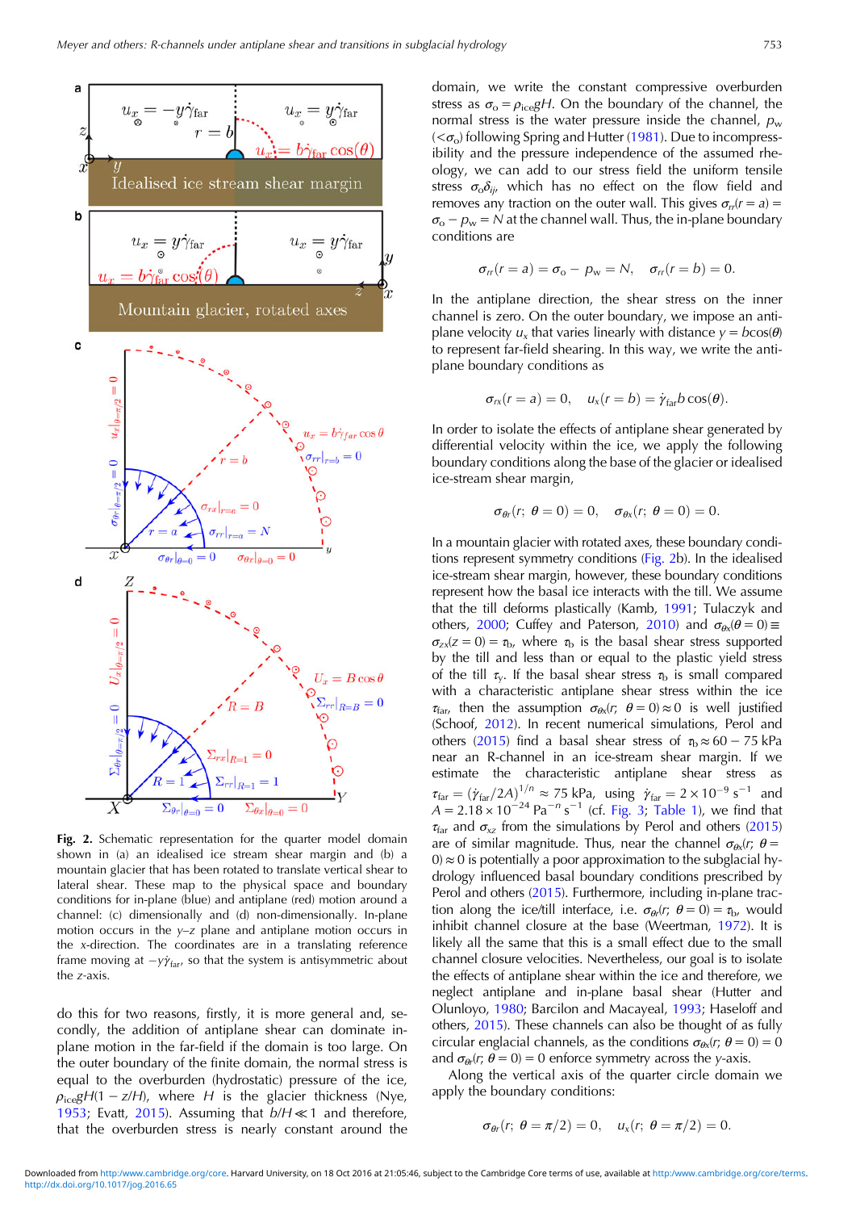Fig. 2. Schematic representation for the quarter model domain shown in (a) an idealised ice stream shear margin and (b) a mountain glacier that has been rotated to translate vertical shear to lateral shear. These map to the physical space and boundary conditions for in-plane (blue) and antiplane (red) motion around a channel: (c) dimensionally and (d) non-dimensionally. In-plane motion occurs in the $y$–$z$ plane and antiplane motion occurs in the $x$-direction. The coordinates are in a translating reference frame moving at $-y\dot{\gamma}_{\text{far}}$, so that the system is antisymmetric about the $z$-axis.

do this for two reasons, firstly, it is more general and, secondly, the addition of antiplane shear can dominate in-plane motion in the far-field if the domain is too large. On the outer boundary of the finite domain, the normal stress is equal to the overburden (hydrostatic) pressure of the ice, $\rho_{\text{ice}}gH(1 - z/H)$, where $H$ is the glacier thickness (Nye, 1953; Evatt, 2015). Assuming that $b/H \ll 1$ and therefore, that the overburden stress is nearly constant around the domain, we write the constant compressive overburden stress as $\sigma_o = \rho_{\text{ice}}gH$. On the boundary of the channel, the normal stress is the water pressure inside the channel, $p_w$ ($<\sigma_o$) following Spring and Hutter (1981). Due to incompressibility and the pressure independence of the assumed rheology, we can add to our stress field the uniform tensile stress $\sigma_o\delta_{ij}$, which has no effect on the flow field and removes any traction on the outer wall. This gives $\sigma_{rr}(r = a) = \sigma_o - p_w = N$ at the channel wall. Thus, the in-plane boundary conditions are

$$\sigma_{rr}(r = a) = \sigma_o - p_w = N, \quad \sigma_{rr}(r = b) = 0.$$

In the antiplane direction, the shear stress on the inner channel is zero. On the outer boundary, we impose an antiplane velocity $u_x$ that varies linearly with distance $y = b\cos(\theta)$ to represent far-field shearing. In this way, we write the antiplane boundary conditions as

$$\sigma_{rx}(r = a) = 0, \quad u_x(r = b) = \dot{\gamma}_{\text{far}} b\cos(\theta).$$

In order to isolate the effects of antiplane shear generated by differential velocity within the ice, we apply the following boundary conditions along the base of the glacier or idealised ice-stream shear margin,

$$\sigma_{\theta r}(r;\ \theta = 0) = 0, \quad \sigma_{\theta x}(r;\ \theta = 0) = 0.$$

In a mountain glacier with rotated axes, these boundary conditions represent symmetry conditions (Fig. 2b). In the idealised ice-stream shear margin, however, these boundary conditions represent how the basal ice interacts with the till. We assume that the till deforms plastically (Kamb, 1991; Tulaczyk and others, 2000; Cuffey and Paterson, 2010) and $\sigma_{\theta x}(\theta = 0) \equiv \sigma_{zx}(z = 0) = \tau_b$, where $\tau_b$ is the basal shear stress supported by the till and less than or equal to the plastic yield stress of the till $\tau_y$. If the basal shear stress $\tau_b$ is small compared with a characteristic antiplane shear stress within the ice $\tau_{\text{far}}$, then the assumption $\sigma_{\theta x}(r;\ \theta = 0) \approx 0$ is well justified (Schoof, 2012). In recent numerical simulations, Perol and others (2015) find a basal shear stress of $\tau_b \approx 60 - 75$ kPa near an R-channel in an ice-stream shear margin. If we estimate the characteristic antiplane shear stress as $\tau_{\text{far}} = (\dot{\gamma}_{\text{far}}/2A)^{1/n} \approx 75$ kPa, using $\dot{\gamma}_{\text{far}} = 2 \times 10^{-9}$ s$^{-1}$ and $A = 2.18 \times 10^{-24}$ Pa$^{-n}$ s$^{-1}$ (cf. Fig. 3; Table 1), we find that $\tau_{\text{far}}$ and $\sigma_{xz}$ from the simulations by Perol and others (2015) are of similar magnitude. Thus, near the channel $\sigma_{\theta x}(r;\ \theta = 0) \approx 0$ is potentially a poor approximation to the subglacial hydrology influenced basal boundary conditions prescribed by Perol and others (2015). Furthermore, including in-plane traction along the ice/till interface, i.e. $\sigma_{\theta r}(r;\ \theta = 0) = \tau_b$, would inhibit channel closure at the base (Weertman, 1972). It is likely all the same that this is a small effect due to the small channel closure velocities. Nevertheless, our goal is to isolate the effects of antiplane shear within the ice and therefore, we neglect antiplane and in-plane basal shear (Hutter and Olunloyo, 1980; Barcilon and Macayeal, 1993; Haseloff and others, 2015). These channels can also be thought of as fully circular englacial channels, as the conditions $\sigma_{\theta x}(r;\ \theta = 0) = 0$ and $\sigma_{\theta r}(r;\ \theta = 0) = 0$ enforce symmetry across the $y$-axis.

Along the vertical axis of the quarter circle domain we apply the boundary conditions:

$$\sigma_{\theta r}(r;\ \theta = \pi/2) = 0, \quad u_x(r;\ \theta = \pi/2) = 0.$$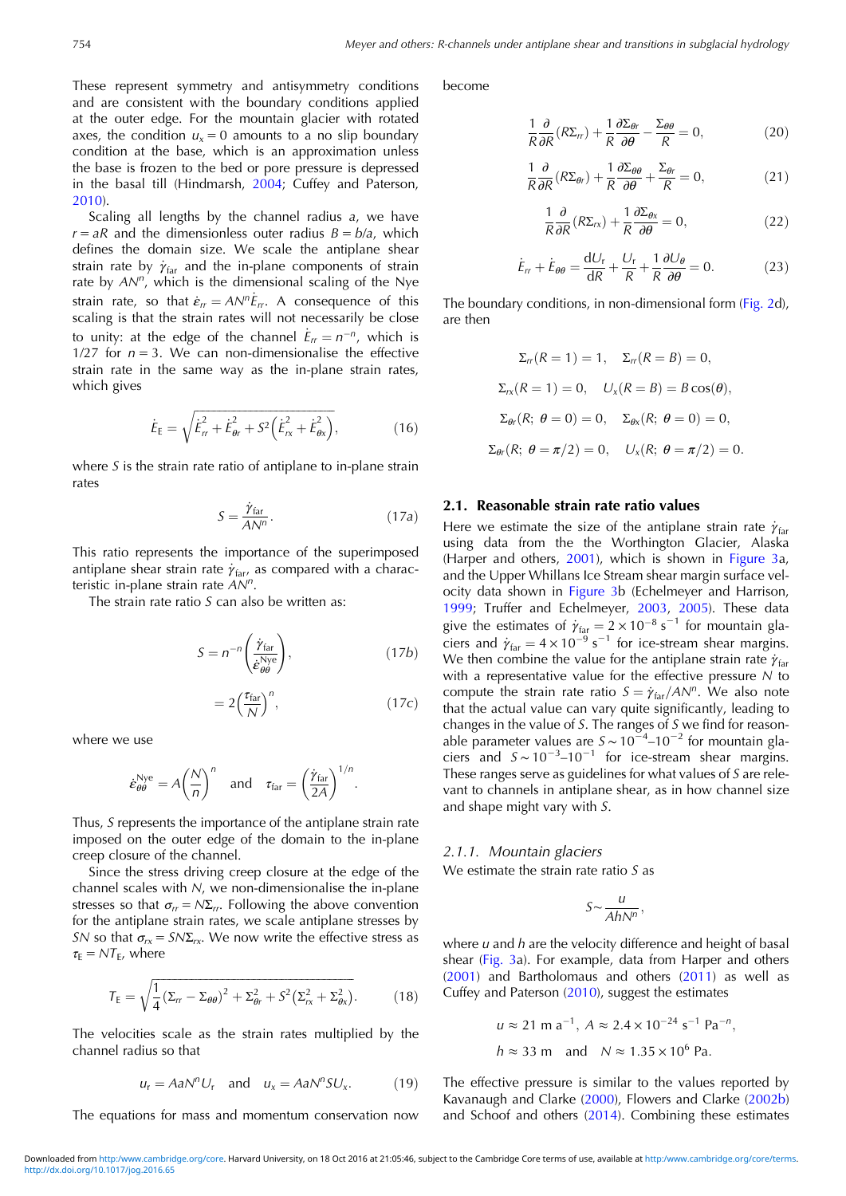These represent symmetry and antisymmetry conditions and are consistent with the boundary conditions applied at the outer edge. For the mountain glacier with rotated axes, the condition $u_x = 0$ amounts to a no slip boundary condition at the base, which is an approximation unless the base is frozen to the bed or pore pressure is depressed in the basal till (Hindmarsh, 2004; Cuffey and Paterson, 2010).

Scaling all lengths by the channel radius $a$, we have $r = aR$ and the dimensionless outer radius $B = b/a$, which defines the domain size. We scale the antiplane shear strain rate by $\dot{\gamma}_{\text{far}}$ and the in-plane components of strain rate by $AN^n$, which is the dimensional scaling of the Nye strain rate, so that $\dot{\varepsilon}_{rr} = AN^n \dot{E}_{rr}$. A consequence of this scaling is that the strain rates will not necessarily be close to unity: at the edge of the channel $\dot{E}_{rr} = n^{-n}$, which is 1/27 for $n = 3$. We can non-dimensionalise the effective strain rate in the same way as the in-plane strain rates, which gives

$$\dot{E}_{\text{E}} = \sqrt{\dot{E}_{rr}^2 + \dot{E}_{\theta r}^2 + S^2\left(\dot{E}_{rx}^2 + \dot{E}_{\theta x}^2\right)}, \tag{16}$$

where $S$ is the strain rate ratio of antiplane to in-plane strain rates

$$S = \frac{\dot{\gamma}_{\text{far}}}{AN^n}. \tag{17a}$$

This ratio represents the importance of the superimposed antiplane shear strain rate $\dot{\gamma}_{\text{far}}$, as compared with a characteristic in-plane strain rate $AN^n$.

The strain rate ratio $S$ can also be written as:

$$S = n^{-n}\left(\frac{\dot{\gamma}_{\text{far}}}{\dot{\varepsilon}_{\theta\theta}^{\text{Nye}}}\right), \tag{17b}$$

$$= 2\left(\frac{\tau_{\text{far}}}{N}\right)^n, \tag{17c}$$

where we use

$$\dot{\varepsilon}_{\theta\theta}^{\text{Nye}} = A\left(\frac{N}{n}\right)^n \quad \text{and} \quad \tau_{\text{far}} = \left(\frac{\dot{\gamma}_{\text{far}}}{2A}\right)^{1/n}.$$

Thus, $S$ represents the importance of the antiplane strain rate imposed on the outer edge of the domain to the in-plane creep closure of the channel.

Since the stress driving creep closure at the edge of the channel scales with $N$, we non-dimensionalise the in-plane stresses so that $\sigma_{rr} = N\Sigma_{rr}$. Following the above convention for the antiplane strain rates, we scale antiplane stresses by $SN$ so that $\sigma_{rx} = SN\Sigma_{rx}$. We now write the effective stress as $\tau_{\text{E}} = NT_{\text{E}}$, where

$$T_{\text{E}} = \sqrt{\frac{1}{4}\left(\Sigma_{rr} - \Sigma_{\theta\theta}\right)^2 + \Sigma_{\theta r}^2 + S^2\left(\Sigma_{rx}^2 + \Sigma_{\theta x}^2\right)}. \tag{18}$$

The velocities scale as the strain rates multiplied by the channel radius so that

$$u_{\text{r}} = AaN^n U_{\text{r}} \quad \text{and} \quad u_x = AaN^n S U_x. \tag{19}$$

The equations for mass and momentum conservation now become

$$\frac{1}{R}\frac{\partial}{\partial R}\left(R\Sigma_{rr}\right) + \frac{1}{R}\frac{\partial \Sigma_{\theta r}}{\partial \theta} - \frac{\Sigma_{\theta\theta}}{R} = 0, \tag{20}$$

$$\frac{1}{R}\frac{\partial}{\partial R}\left(R\Sigma_{\theta r}\right) + \frac{1}{R}\frac{\partial \Sigma_{\theta\theta}}{\partial \theta} + \frac{\Sigma_{\theta r}}{R} = 0, \tag{21}$$

$$\frac{1}{R}\frac{\partial}{\partial R}\left(R\Sigma_{rx}\right) + \frac{1}{R}\frac{\partial \Sigma_{\theta x}}{\partial \theta} = 0, \tag{22}$$

$$\dot{E}_{rr} + \dot{E}_{\theta\theta} = \frac{\text{d}U_{\text{r}}}{\text{d}R} + \frac{U_{\text{r}}}{R} + \frac{1}{R}\frac{\partial U_\theta}{\partial \theta} = 0. \tag{23}$$

The boundary conditions, in non-dimensional form (Fig. 2d), are then

$$\Sigma_{rr}(R = 1) = 1, \quad \Sigma_{rr}(R = B) = 0,$$

$$\Sigma_{rx}(R = 1) = 0, \quad U_x(R = B) = B\cos(\theta),$$

$$\Sigma_{\theta r}(R;\ \theta = 0) = 0, \quad \Sigma_{\theta x}(R;\ \theta = 0) = 0,$$

$$\Sigma_{\theta r}(R;\ \theta = \pi/2) = 0, \quad U_x(R;\ \theta = \pi/2) = 0.$$

### 2.1. Reasonable strain rate ratio values

Here we estimate the size of the antiplane strain rate $\dot{\gamma}_{\text{far}}$ using data from the the Worthington Glacier, Alaska (Harper and others, 2001), which is shown in Figure 3a, and the Upper Whillans Ice Stream shear margin surface velocity data shown in Figure 3b (Echelmeyer and Harrison, 1999; Truffer and Echelmeyer, 2003, 2005). These data give the estimates of $\dot{\gamma}_{\text{far}} = 2 \times 10^{-8}\ \text{s}^{-1}$ for mountain glaciers and $\dot{\gamma}_{\text{far}} = 4 \times 10^{-9}\ \text{s}^{-1}$ for ice-stream shear margins. We then combine the value for the antiplane strain rate $\dot{\gamma}_{\text{far}}$ with a representative value for the effective pressure $N$ to compute the strain rate ratio $S = \dot{\gamma}_{\text{far}}/AN^n$. We also note that the actual value can vary quite significantly, leading to changes in the value of $S$. The ranges of $S$ we find for reasonable parameter values are $S \sim 10^{-4}$–$10^{-2}$ for mountain glaciers and $S \sim 10^{-3}$–$10^{-1}$ for ice-stream shear margins. These ranges serve as guidelines for what values of $S$ are relevant to channels in antiplane shear, as in how channel size and shape might vary with $S$.

#### 2.1.1. Mountain glaciers

We estimate the strain rate ratio $S$ as

$$S \sim \frac{u}{AhN^n},$$

where $u$ and $h$ are the velocity difference and height of basal shear (Fig. 3a). For example, data from Harper and others (2001) and Bartholomaus and others (2011) as well as Cuffey and Paterson (2010), suggest the estimates

$$u \approx 21\ \text{m a}^{-1},\ A \approx 2.4 \times 10^{-24}\ \text{s}^{-1}\ \text{Pa}^{-n},$$

$$h \approx 33\ \text{m} \quad \text{and} \quad N \approx 1.35 \times 10^6\ \text{Pa}.$$

The effective pressure is similar to the values reported by Kavanaugh and Clarke (2000), Flowers and Clarke (2002b) and Schoof and others (2014). Combining these estimates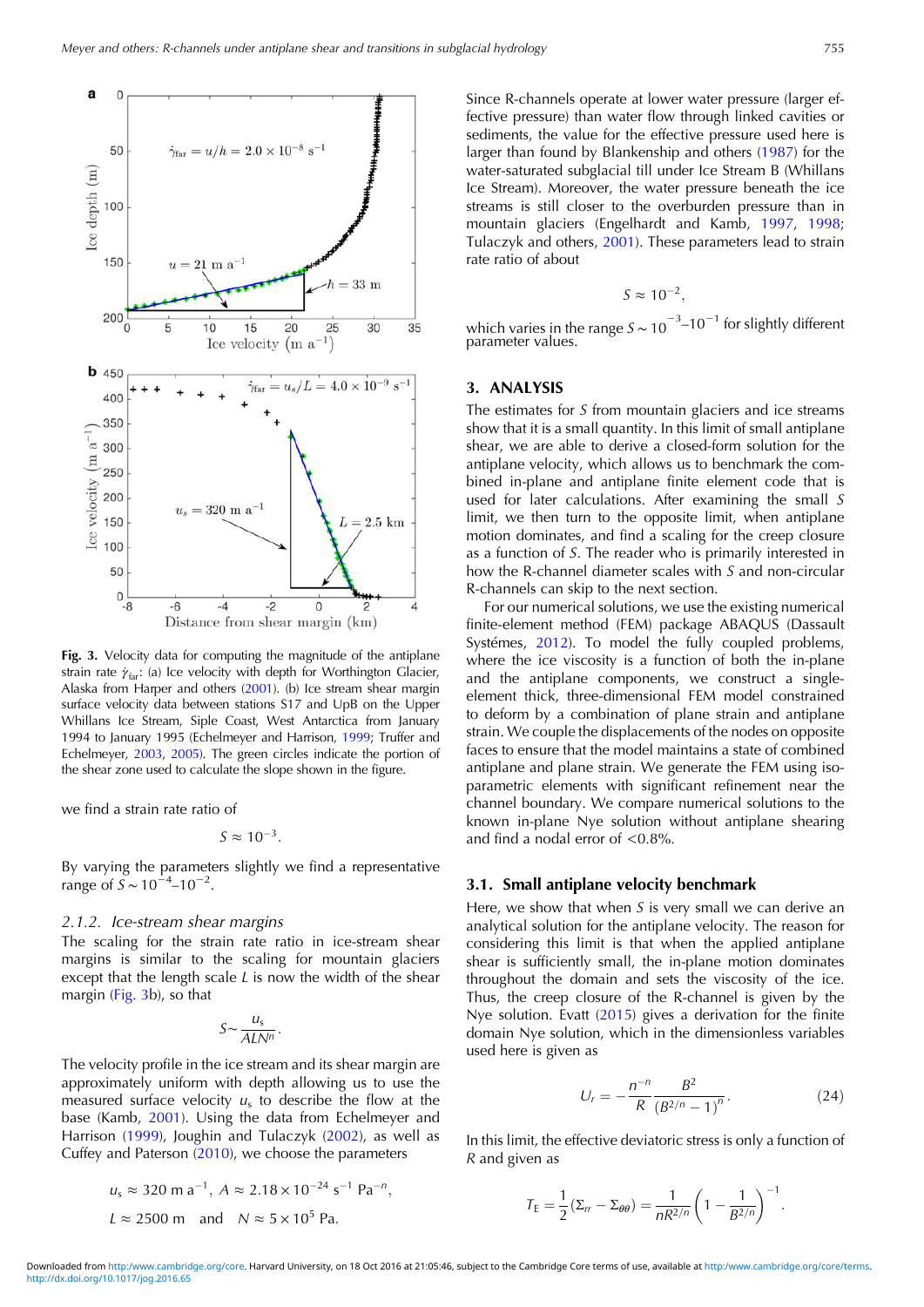**Fig. 3.** Velocity data for computing the magnitude of the antiplane strain rate $\dot{\gamma}_{far}$: (a) Ice velocity with depth for Worthington Glacier, Alaska from Harper and others (2001). (b) Ice stream shear margin surface velocity data between stations S17 and UpB on the Upper Whillans Ice Stream, Siple Coast, West Antarctica from January 1994 to January 1995 (Echelmeyer and Harrison, 1999; Truffer and Echelmeyer, 2003, 2005). The green circles indicate the portion of the shear zone used to calculate the slope shown in the figure.

we find a strain rate ratio of

$$S \approx 10^{-3}.$$

By varying the parameters slightly we find a representative range of $S \sim 10^{-4}$–$10^{-2}$.

### 2.1.2. Ice-stream shear margins

The scaling for the strain rate ratio in ice-stream shear margins is similar to the scaling for mountain glaciers except that the length scale $L$ is now the width of the shear margin (Fig. 3b), so that

$$S \sim \frac{u_s}{ALN^n}.$$

The velocity profile in the ice stream and its shear margin are approximately uniform with depth allowing us to use the measured surface velocity $u_s$ to describe the flow at the base (Kamb, 2001). Using the data from Echelmeyer and Harrison (1999), Joughin and Tulaczyk (2002), as well as Cuffey and Paterson (2010), we choose the parameters

$$u_s \approx 320 \text{ m a}^{-1},\ A \approx 2.18 \times 10^{-24} \text{ s}^{-1} \text{ Pa}^{-n},$$
$$L \approx 2500 \text{ m} \quad \text{and} \quad N \approx 5 \times 10^5 \text{ Pa}.$$

Since R-channels operate at lower water pressure (larger effective pressure) than water flow through linked cavities or sediments, the value for the effective pressure used here is larger than found by Blankenship and others (1987) for the water-saturated subglacial till under Ice Stream B (Whillans Ice Stream). Moreover, the water pressure beneath the ice streams is still closer to the overburden pressure than in mountain glaciers (Engelhardt and Kamb, 1997, 1998; Tulaczyk and others, 2001). These parameters lead to strain rate ratio of about

$$S \approx 10^{-2},$$

which varies in the range $S \sim 10^{-3}$–$10^{-1}$ for slightly different parameter values.

## 3. ANALYSIS

The estimates for $S$ from mountain glaciers and ice streams show that it is a small quantity. In this limit of small antiplane shear, we are able to derive a closed-form solution for the antiplane velocity, which allows us to benchmark the combined in-plane and antiplane finite element code that is used for later calculations. After examining the small $S$ limit, we then turn to the opposite limit, when antiplane motion dominates, and find a scaling for the creep closure as a function of $S$. The reader who is primarily interested in how the R-channel diameter scales with $S$ and non-circular R-channels can skip to the next section.

For our numerical solutions, we use the existing numerical finite-element method (FEM) package ABAQUS (Dassault Systémes, 2012). To model the fully coupled problems, where the ice viscosity is a function of both the in-plane and the antiplane components, we construct a single-element thick, three-dimensional FEM model constrained to deform by a combination of plane strain and antiplane strain. We couple the displacements of the nodes on opposite faces to ensure that the model maintains a state of combined antiplane and plane strain. We generate the FEM using iso-parametric elements with significant refinement near the channel boundary. We compare numerical solutions to the known in-plane Nye solution without antiplane shearing and find a nodal error of <0.8%.

### 3.1. Small antiplane velocity benchmark

Here, we show that when $S$ is very small we can derive an analytical solution for the antiplane velocity. The reason for considering this limit is that when the applied antiplane shear is sufficiently small, the in-plane motion dominates throughout the domain and sets the viscosity of the ice. Thus, the creep closure of the R-channel is given by the Nye solution. Evatt (2015) gives a derivation for the finite domain Nye solution, which in the dimensionless variables used here is given as

$$U_r = -\frac{n^{-n}}{R} \frac{B^2}{\left(B^{2/n} - 1\right)^n}. \tag{24}$$

In this limit, the effective deviatoric stress is only a function of $R$ and given as

$$T_E = \frac{1}{2}(\Sigma_{rr} - \Sigma_{\theta\theta}) = \frac{1}{nR^{2/n}} \left(1 - \frac{1}{B^{2/n}}\right)^{-1}.$$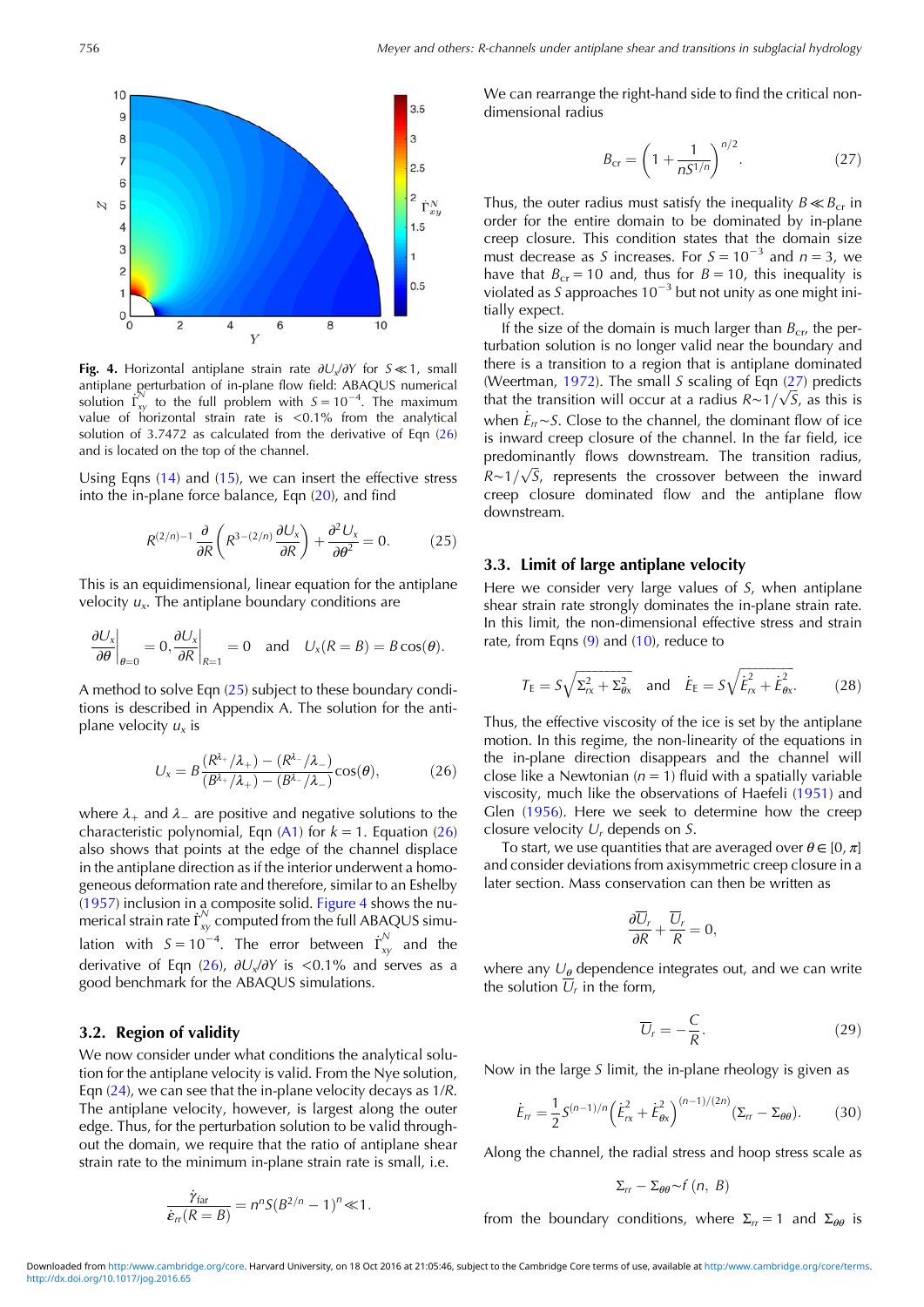**Fig. 4.** Horizontal antiplane strain rate $\partial U_x/\partial Y$ for $S \ll 1$, small antiplane perturbation of in-plane flow field: ABAQUS numerical solution $\dot{\Gamma}^N_{xy}$ to the full problem with $S = 10^{-4}$. The maximum value of horizontal strain rate is <0.1% from the analytical solution of 3.7472 as calculated from the derivative of Eqn (26) and is located on the top of the channel.

Using Eqns (14) and (15), we can insert the effective stress into the in-plane force balance, Eqn (20), and find

$$R^{(2/n)-1}\frac{\partial}{\partial R}\left(R^{3-(2/n)}\frac{\partial U_x}{\partial R}\right) + \frac{\partial^2 U_x}{\partial \theta^2} = 0. \quad (25)$$

This is an equidimensional, linear equation for the antiplane velocity $u_x$. The antiplane boundary conditions are

$$\left.\frac{\partial U_x}{\partial \theta}\right|_{\theta=0} = 0, \left.\frac{\partial U_x}{\partial R}\right|_{R=1} = 0 \quad \text{and} \quad U_x(R = B) = B\cos(\theta).$$

A method to solve Eqn (25) subject to these boundary conditions is described in Appendix A. The solution for the antiplane velocity $u_x$ is

$$U_x = B\frac{(R^{\lambda_+}/\lambda_+) - (R^{\lambda_-}/\lambda_-)}{(B^{\lambda_+}/\lambda_+) - (B^{\lambda_-}/\lambda_-)}\cos(\theta), \quad (26)$$

where $\lambda_+$ and $\lambda_-$ are positive and negative solutions to the characteristic polynomial, Eqn (A1) for $k = 1$. Equation (26) also shows that points at the edge of the channel displace in the antiplane direction as if the interior underwent a homogeneous deformation rate and therefore, similar to an Eshelby (1957) inclusion in a composite solid. Figure 4 shows the numerical strain rate $\dot{\Gamma}^N_{xy}$ computed from the full ABAQUS simulation with $S = 10^{-4}$. The error between $\dot{\Gamma}^N_{xy}$ and the derivative of Eqn (26), $\partial U_x/\partial Y$ is <0.1% and serves as a good benchmark for the ABAQUS simulations.

## 3.2. Region of validity

We now consider under what conditions the analytical solution for the antiplane velocity is valid. From the Nye solution, Eqn (24), we can see that the in-plane velocity decays as $1/R$. The antiplane velocity, however, is largest along the outer edge. Thus, for the perturbation solution to be valid throughout the domain, we require that the ratio of antiplane shear strain rate to the minimum in-plane strain rate is small, i.e.

$$\frac{\dot{\gamma}_{\text{far}}}{\dot{\varepsilon}_{rr}(R = B)} = n^n S(B^{2/n} - 1)^n \ll 1.$$

We can rearrange the right-hand side to find the critical non-dimensional radius

$$B_{\text{cr}} = \left(1 + \frac{1}{nS^{1/n}}\right)^{n/2}. \quad (27)$$

Thus, the outer radius must satisfy the inequality $B \ll B_{\text{cr}}$ in order for the entire domain to be dominated by in-plane creep closure. This condition states that the domain size must decrease as $S$ increases. For $S = 10^{-3}$ and $n = 3$, we have that $B_{\text{cr}} = 10$ and, thus for $B = 10$, this inequality is violated as $S$ approaches $10^{-3}$ but not unity as one might initially expect.

If the size of the domain is much larger than $B_{\text{cr}}$, the perturbation solution is no longer valid near the boundary and there is a transition to a region that is antiplane dominated (Weertman, 1972). The small $S$ scaling of Eqn (27) predicts that the transition will occur at a radius $R \sim 1/\sqrt{S}$, as this is when $\dot{E}_{rr} \sim S$. Close to the channel, the dominant flow of ice is inward creep closure of the channel. In the far field, ice predominantly flows downstream. The transition radius, $R \sim 1/\sqrt{S}$, represents the crossover between the inward creep closure dominated flow and the antiplane flow downstream.

## 3.3. Limit of large antiplane velocity

Here we consider very large values of $S$, when antiplane shear strain rate strongly dominates the in-plane strain rate. In this limit, the non-dimensional effective stress and strain rate, from Eqns (9) and (10), reduce to

$$T_{\text{E}} = S\sqrt{\Sigma_{rx}^2 + \Sigma_{\theta x}^2} \quad \text{and} \quad \dot{E}_{\text{E}} = S\sqrt{\dot{E}_{rx}^2 + \dot{E}_{\theta x}^2}. \quad (28)$$

Thus, the effective viscosity of the ice is set by the antiplane motion. In this regime, the non-linearity of the equations in the in-plane direction disappears and the channel will close like a Newtonian ($n = 1$) fluid with a spatially variable viscosity, much like the observations of Haefeli (1951) and Glen (1956). Here we seek to determine how the creep closure velocity $U_r$ depends on $S$.

To start, we use quantities that are averaged over $\theta \in [0, \pi]$ and consider deviations from axisymmetric creep closure in a later section. Mass conservation can then be written as

$$\frac{\partial \overline{U}_r}{\partial R} + \frac{\overline{U}_r}{R} = 0,$$

where any $U_\theta$ dependence integrates out, and we can write the solution $\overline{U}_r$ in the form,

$$\overline{U}_r = -\frac{C}{R}. \quad (29)$$

Now in the large $S$ limit, the in-plane rheology is given as

$$\dot{E}_{rr} = \frac{1}{2}S^{(n-1)/n}\left(\dot{E}_{rx}^2 + \dot{E}_{\theta x}^2\right)^{(n-1)/(2n)}(\Sigma_{rr} - \Sigma_{\theta\theta}). \quad (30)$$

Along the channel, the radial stress and hoop stress scale as

$$\Sigma_{rr} - \Sigma_{\theta\theta} \sim f\,(n,\ B)$$

from the boundary conditions, where $\Sigma_{rr} = 1$ and $\Sigma_{\theta\theta}$ is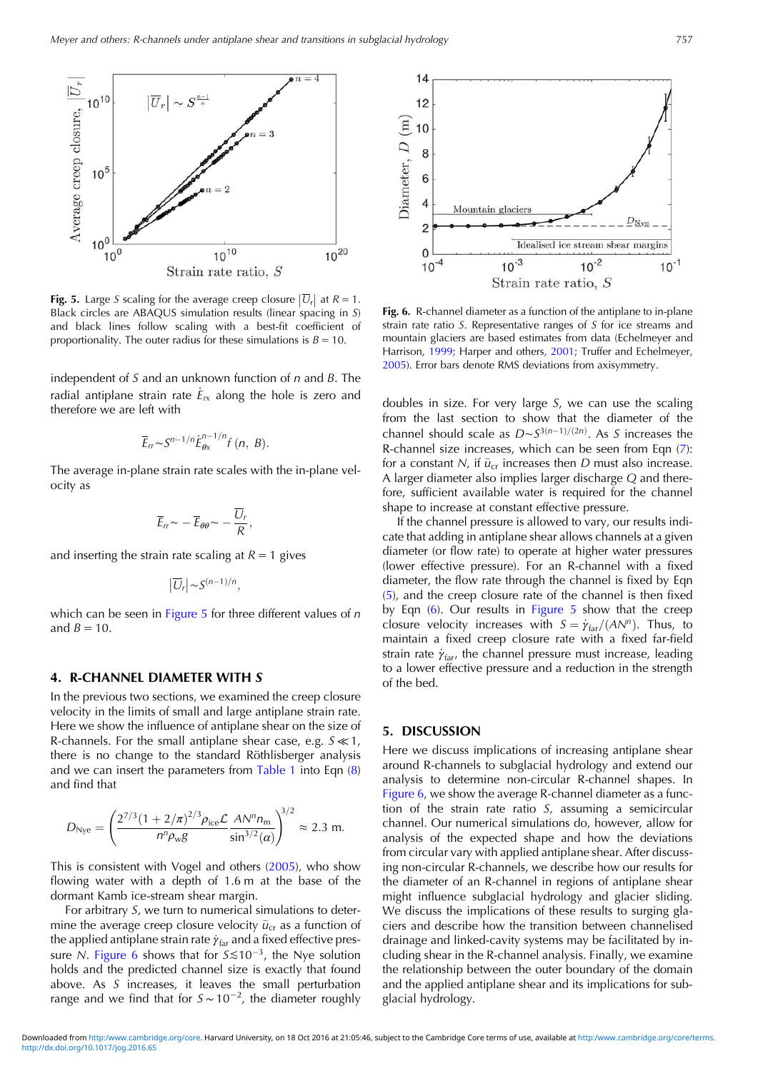Fig. 5. Large $S$ scaling for the average creep closure $|\overline{U}_r|$ at $R = 1$. Black circles are ABAQUS simulation results (linear spacing in $S$) and black lines follow scaling with a best-fit coefficient of proportionality. The outer radius for these simulations is $B = 10$.

independent of $S$ and an unknown function of $n$ and $B$. The radial antiplane strain rate $\dot{E}_{rx}$ along the hole is zero and therefore we are left with

$$\overline{E}_{rr} \sim S^{n-1/n} \dot{E}_{\theta x}^{n-1/n} f(n, B).$$

The average in-plane strain rate scales with the in-plane velocity as

$$\overline{E}_{rr} \sim -\overline{E}_{\theta\theta} \sim -\frac{\overline{U}_r}{R},$$

and inserting the strain rate scaling at $R = 1$ gives

$$|\overline{U}_r| \sim S^{(n-1)/n},$$

which can be seen in Figure 5 for three different values of $n$ and $B = 10$.

## 4. R-CHANNEL DIAMETER WITH S

In the previous two sections, we examined the creep closure velocity in the limits of small and large antiplane strain rate. Here we show the influence of antiplane shear on the size of R-channels. For the small antiplane shear case, e.g. $S \ll 1$, there is no change to the standard Röthlisberger analysis and we can insert the parameters from Table 1 into Eqn (8) and find that

$$D_{\text{Nye}} = \left( \frac{2^{7/3}(1 + 2/\pi)^{2/3} \rho_{\text{ice}} \mathcal{L}}{n^n \rho_{\text{w}} g} \frac{A N^n n_{\text{m}}}{\sin^{3/2}(\alpha)} \right)^{3/2} \approx 2.3 \text{ m}.$$

This is consistent with Vogel and others (2005), who show flowing water with a depth of 1.6 m at the base of the dormant Kamb ice-stream shear margin.

For arbitrary $S$, we turn to numerical simulations to determine the average creep closure velocity $\bar{u}_{\text{cr}}$ as a function of the applied antiplane strain rate $\dot{\gamma}_{\text{far}}$ and a fixed effective pressure $N$. Figure 6 shows that for $S \lesssim 10^{-3}$, the Nye solution holds and the predicted channel size is exactly that found above. As $S$ increases, it leaves the small perturbation range and we find that for $S \sim 10^{-2}$, the diameter roughly doubles in size. For very large $S$, we can use the scaling from the last section to show that the diameter of the channel should scale as $D \sim S^{3(n-1)/(2n)}$. As $S$ increases the R-channel size increases, which can be seen from Eqn (7): for a constant $N$, if $\bar{u}_{\text{cr}}$ increases then $D$ must also increase. A larger diameter also implies larger discharge $Q$ and therefore, sufficient available water is required for the channel shape to increase at constant effective pressure.

Fig. 6. R-channel diameter as a function of the antiplane to in-plane strain rate ratio $S$. Representative ranges of $S$ for ice streams and mountain glaciers are based estimates from data (Echelmeyer and Harrison, 1999; Harper and others, 2001; Truffer and Echelmeyer, 2005). Error bars denote RMS deviations from axisymmetry.

If the channel pressure is allowed to vary, our results indicate that adding in antiplane shear allows channels at a given diameter (or flow rate) to operate at higher water pressures (lower effective pressure). For an R-channel with a fixed diameter, the flow rate through the channel is fixed by Eqn (5), and the creep closure rate of the channel is then fixed by Eqn (6). Our results in Figure 5 show that the creep closure velocity increases with $S = \dot{\gamma}_{\text{far}}/(AN^n)$. Thus, to maintain a fixed creep closure rate with a fixed far-field strain rate $\dot{\gamma}_{\text{far}}$, the channel pressure must increase, leading to a lower effective pressure and a reduction in the strength of the bed.

## 5. DISCUSSION

Here we discuss implications of increasing antiplane shear around R-channels to subglacial hydrology and extend our analysis to determine non-circular R-channel shapes. In Figure 6, we show the average R-channel diameter as a function of the strain rate ratio $S$, assuming a semicircular channel. Our numerical simulations do, however, allow for analysis of the expected shape and how the deviations from circular vary with applied antiplane shear. After discussing non-circular R-channels, we describe how our results for the diameter of an R-channel in regions of antiplane shear might influence subglacial hydrology and glacier sliding. We discuss the implications of these results to surging glaciers and describe how the transition between channelised drainage and linked-cavity systems may be facilitated by including shear in the R-channel analysis. Finally, we examine the relationship between the outer boundary of the domain and the applied antiplane shear and its implications for subglacial hydrology.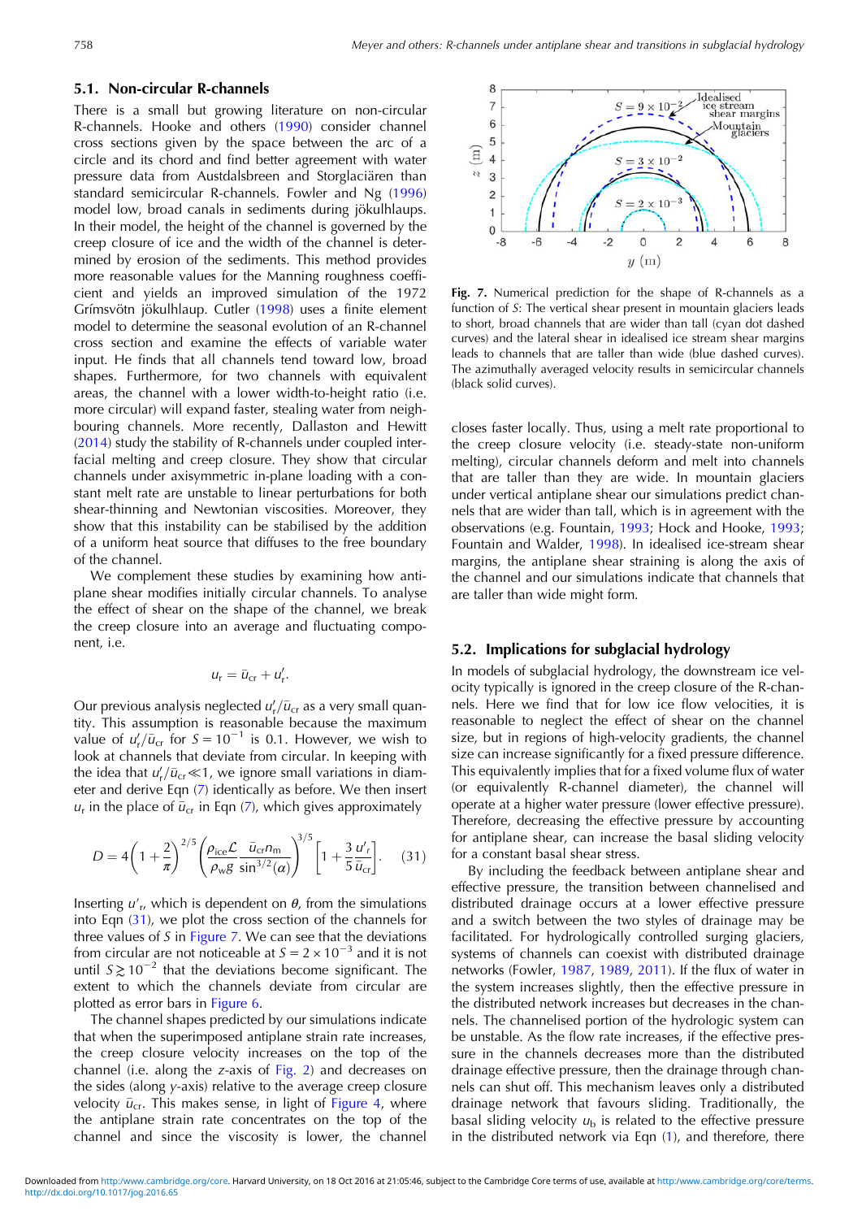### 5.1. Non-circular R-channels

There is a small but growing literature on non-circular R-channels. Hooke and others (1990) consider channel cross sections given by the space between the arc of a circle and its chord and find better agreement with water pressure data from Austdalsbreen and Storglaciären than standard semicircular R-channels. Fowler and Ng (1996) model low, broad canals in sediments during jökulhlaups. In their model, the height of the channel is governed by the creep closure of ice and the width of the channel is determined by erosion of the sediments. This method provides more reasonable values for the Manning roughness coefficient and yields an improved simulation of the 1972 Grímsvötn jökulhlaup. Cutler (1998) uses a finite element model to determine the seasonal evolution of an R-channel cross section and examine the effects of variable water input. He finds that all channels tend toward low, broad shapes. Furthermore, for two channels with equivalent areas, the channel with a lower width-to-height ratio (i.e. more circular) will expand faster, stealing water from neighbouring channels. More recently, Dallaston and Hewitt (2014) study the stability of R-channels under coupled interfacial melting and creep closure. They show that circular channels under axisymmetric in-plane loading with a constant melt rate are unstable to linear perturbations for both shear-thinning and Newtonian viscosities. Moreover, they show that this instability can be stabilised by the addition of a uniform heat source that diffuses to the free boundary of the channel.

We complement these studies by examining how antiplane shear modifies initially circular channels. To analyse the effect of shear on the shape of the channel, we break the creep closure into an average and fluctuating component, i.e.

$$u_r = \bar{u}_{cr} + u'_r.$$

Our previous analysis neglected $u'_r/\bar{u}_{cr}$ as a very small quantity. This assumption is reasonable because the maximum value of $u'_r/\bar{u}_{cr}$ for $S = 10^{-1}$ is 0.1. However, we wish to look at channels that deviate from circular. In keeping with the idea that $u'_r/\bar{u}_{cr} \ll 1$, we ignore small variations in diameter and derive Eqn (7) identically as before. We then insert $u_r$ in the place of $\bar{u}_{cr}$ in Eqn (7), which gives approximately

$$D = 4\left(1 + \frac{2}{\pi}\right)^{2/5}\left(\frac{\rho_{ice}\mathcal{L}}{\rho_w g}\frac{\bar{u}_{cr}n_m}{\sin^{3/2}(\alpha)}\right)^{3/5}\left[1 + \frac{3}{5}\frac{u'_r}{\bar{u}_{cr}}\right]. \quad (31)$$

Inserting $u'_r$, which is dependent on $\theta$, from the simulations into Eqn (31), we plot the cross section of the channels for three values of $S$ in Figure 7. We can see that the deviations from circular are not noticeable at $S = 2 \times 10^{-3}$ and it is not until $S \gtrsim 10^{-2}$ that the deviations become significant. The extent to which the channels deviate from circular are plotted as error bars in Figure 6.

The channel shapes predicted by our simulations indicate that when the superimposed antiplane strain rate increases, the creep closure velocity increases on the top of the channel (i.e. along the $z$-axis of Fig. 2) and decreases on the sides (along $y$-axis) relative to the average creep closure velocity $\bar{u}_{cr}$. This makes sense, in light of Figure 4, where the antiplane strain rate concentrates on the top of the channel and since the viscosity is lower, the channel closes faster locally. Thus, using a melt rate proportional to the creep closure velocity (i.e. steady-state non-uniform melting), circular channels deform and melt into channels that are taller than they are wide. In mountain glaciers under vertical antiplane shear our simulations predict channels that are wider than tall, which is in agreement with the observations (e.g. Fountain, 1993; Hock and Hooke, 1993; Fountain and Walder, 1998). In idealised ice-stream shear margins, the antiplane shear straining is along the axis of the channel and our simulations indicate that channels that are taller than wide might form.

$S = 9 \times 10^{-2}$
Idealised ice stream shear margins
Mountain glaciers
$S = 3 \times 10^{-2}$
$S = 2 \times 10^{-3}$
$z$ (m)
$y$ (m)
8 7 6 5 4 3 2 1 0
-8 -6 -4 -2 0 2 4 6 8

**Fig. 7.** Numerical prediction for the shape of R-channels as a function of $S$: The vertical shear present in mountain glaciers leads to short, broad channels that are wider than tall (cyan dot dashed curves) and the lateral shear in idealised ice stream shear margins leads to channels that are taller than wide (blue dashed curves). The azimuthally averaged velocity results in semicircular channels (black solid curves).

### 5.2. Implications for subglacial hydrology

In models of subglacial hydrology, the downstream ice velocity typically is ignored in the creep closure of the R-channels. Here we find that for low ice flow velocities, it is reasonable to neglect the effect of shear on the channel size, but in regions of high-velocity gradients, the channel size can increase significantly for a fixed pressure difference. This equivalently implies that for a fixed volume flux of water (or equivalently R-channel diameter), the channel will operate at a higher water pressure (lower effective pressure). Therefore, decreasing the effective pressure by accounting for antiplane shear, can increase the basal sliding velocity for a constant basal shear stress.

By including the feedback between antiplane shear and effective pressure, the transition between channelised and distributed drainage occurs at a lower effective pressure and a switch between the two styles of drainage may be facilitated. For hydrologically controlled surging glaciers, systems of channels can coexist with distributed drainage networks (Fowler, 1987, 1989, 2011). If the flux of water in the system increases slightly, then the effective pressure in the distributed network increases but decreases in the channels. The channelised portion of the hydrologic system can be unstable. As the flow rate increases, if the effective pressure in the channels decreases more than the distributed drainage effective pressure, then the drainage through channels can shut off. This mechanism leaves only a distributed drainage network that favours sliding. Traditionally, the basal sliding velocity $u_b$ is related to the effective pressure in the distributed network via Eqn (1), and therefore, there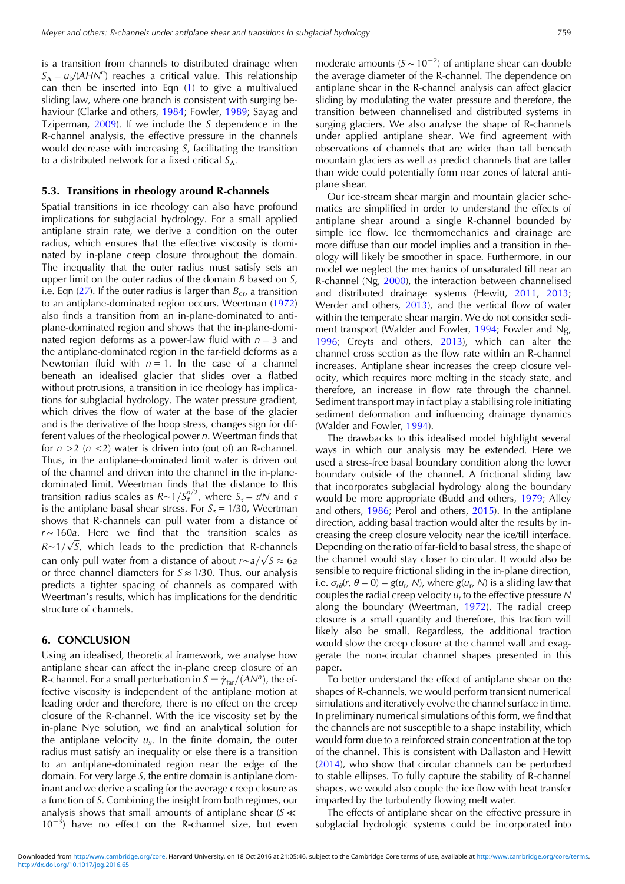is a transition from channels to distributed drainage when $S_\Lambda = u_b/(AHN^n)$ reaches a critical value. This relationship can then be inserted into Eqn (1) to give a multivalued sliding law, where one branch is consistent with surging behaviour (Clarke and others, 1984; Fowler, 1989; Sayag and Tziperman, 2009). If we include the $S$ dependence in the R-channel analysis, the effective pressure in the channels would decrease with increasing $S$, facilitating the transition to a distributed network for a fixed critical $S_\Lambda$.

### 5.3. Transitions in rheology around R-channels

Spatial transitions in ice rheology can also have profound implications for subglacial hydrology. For a small applied antiplane strain rate, we derive a condition on the outer radius, which ensures that the effective viscosity is dominated by in-plane creep closure throughout the domain. The inequality that the outer radius must satisfy sets an upper limit on the outer radius of the domain $B$ based on $S$, i.e. Eqn (27). If the outer radius is larger than $B_{cr}$, a transition to an antiplane-dominated region occurs. Weertman (1972) also finds a transition from an in-plane-dominated to antiplane-dominated region and shows that the in-plane-dominated region deforms as a power-law fluid with $n = 3$ and the antiplane-dominated region in the far-field deforms as a Newtonian fluid with $n = 1$. In the case of a channel beneath an idealised glacier that slides over a flatbed without protrusions, a transition in ice rheology has implications for subglacial hydrology. The water pressure gradient, which drives the flow of water at the base of the glacier and is the derivative of the hoop stress, changes sign for different values of the rheological power $n$. Weertman finds that for $n > 2$ ($n < 2$) water is driven into (out of) an R-channel. Thus, in the antiplane-dominated limit water is driven out of the channel and driven into the channel in the in-plane-dominated limit. Weertman finds that the distance to this transition radius scales as $R \sim 1/S_\tau^{n/2}$, where $S_\tau = \tau/N$ and $\tau$ is the antiplane basal shear stress. For $S_\tau = 1/30$, Weertman shows that R-channels can pull water from a distance of $r \sim 160a$. Here we find that the transition scales as $R \sim 1/\sqrt{S}$, which leads to the prediction that R-channels can only pull water from a distance of about $r \sim a/\sqrt{S} \approx 6a$ or three channel diameters for $S \approx 1/30$. Thus, our analysis predicts a tighter spacing of channels as compared with Weertman's results, which has implications for the dendritic structure of channels.

## 6. CONCLUSION

Using an idealised, theoretical framework, we analyse how antiplane shear can affect the in-plane creep closure of an R-channel. For a small perturbation in $S = \dot{\gamma}_{far}/(AN^n)$, the effective viscosity is independent of the antiplane motion at leading order and therefore, there is no effect on the creep closure of the R-channel. With the ice viscosity set by the in-plane Nye solution, we find an analytical solution for the antiplane velocity $u_x$. In the finite domain, the outer radius must satisfy an inequality or else there is a transition to an antiplane-dominated region near the edge of the domain. For very large $S$, the entire domain is antiplane dominant and we derive a scaling for the average creep closure as a function of $S$. Combining the insight from both regimes, our analysis shows that small amounts of antiplane shear ($S \ll 10^{-3}$) have no effect on the R-channel size, but even moderate amounts ($S \sim 10^{-2}$) of antiplane shear can double the average diameter of the R-channel. The dependence on antiplane shear in the R-channel analysis can affect glacier sliding by modulating the water pressure and therefore, the transition between channelised and distributed systems in surging glaciers. We also analyse the shape of R-channels under applied antiplane shear. We find agreement with observations of channels that are wider than tall beneath mountain glaciers as well as predict channels that are taller than wide could potentially form near zones of lateral antiplane shear.

Our ice-stream shear margin and mountain glacier schematics are simplified in order to understand the effects of antiplane shear around a single R-channel bounded by simple ice flow. Ice thermomechanics and drainage are more diffuse than our model implies and a transition in rheology will likely be smoother in space. Furthermore, in our model we neglect the mechanics of unsaturated till near an R-channel (Ng, 2000), the interaction between channelised and distributed drainage systems (Hewitt, 2011, 2013; Werder and others, 2013), and the vertical flow of water within the temperate shear margin. We do not consider sediment transport (Walder and Fowler, 1994; Fowler and Ng, 1996; Creyts and others, 2013), which can alter the channel cross section as the flow rate within an R-channel increases. Antiplane shear increases the creep closure velocity, which requires more melting in the steady state, and therefore, an increase in flow rate through the channel. Sediment transport may in fact play a stabilising role initiating sediment deformation and influencing drainage dynamics (Walder and Fowler, 1994).

The drawbacks to this idealised model highlight several ways in which our analysis may be extended. Here we used a stress-free basal boundary condition along the lower boundary outside of the channel. A frictional sliding law that incorporates subglacial hydrology along the boundary would be more appropriate (Budd and others, 1979; Alley and others, 1986; Perol and others, 2015). In the antiplane direction, adding basal traction would alter the results by increasing the creep closure velocity near the ice/till interface. Depending on the ratio of far-field to basal stress, the shape of the channel would stay closer to circular. It would also be sensible to require frictional sliding in the in-plane direction, i.e. $\sigma_{r\theta}(r, \theta = 0) = g(u_r, N)$, where $g(u_r, N)$ is a sliding law that couples the radial creep velocity $u_r$ to the effective pressure $N$ along the boundary (Weertman, 1972). The radial creep closure is a small quantity and therefore, this traction will likely also be small. Regardless, the additional traction would slow the creep closure at the channel wall and exaggerate the non-circular channel shapes presented in this paper.

To better understand the effect of antiplane shear on the shapes of R-channels, we would perform transient numerical simulations and iteratively evolve the channel surface in time. In preliminary numerical simulations of this form, we find that the channels are not susceptible to a shape instability, which would form due to a reinforced strain concentration at the top of the channel. This is consistent with Dallaston and Hewitt (2014), who show that circular channels can be perturbed to stable ellipses. To fully capture the stability of R-channel shapes, we would also couple the ice flow with heat transfer imparted by the turbulently flowing melt water.

The effects of antiplane shear on the effective pressure in subglacial hydrologic systems could be incorporated into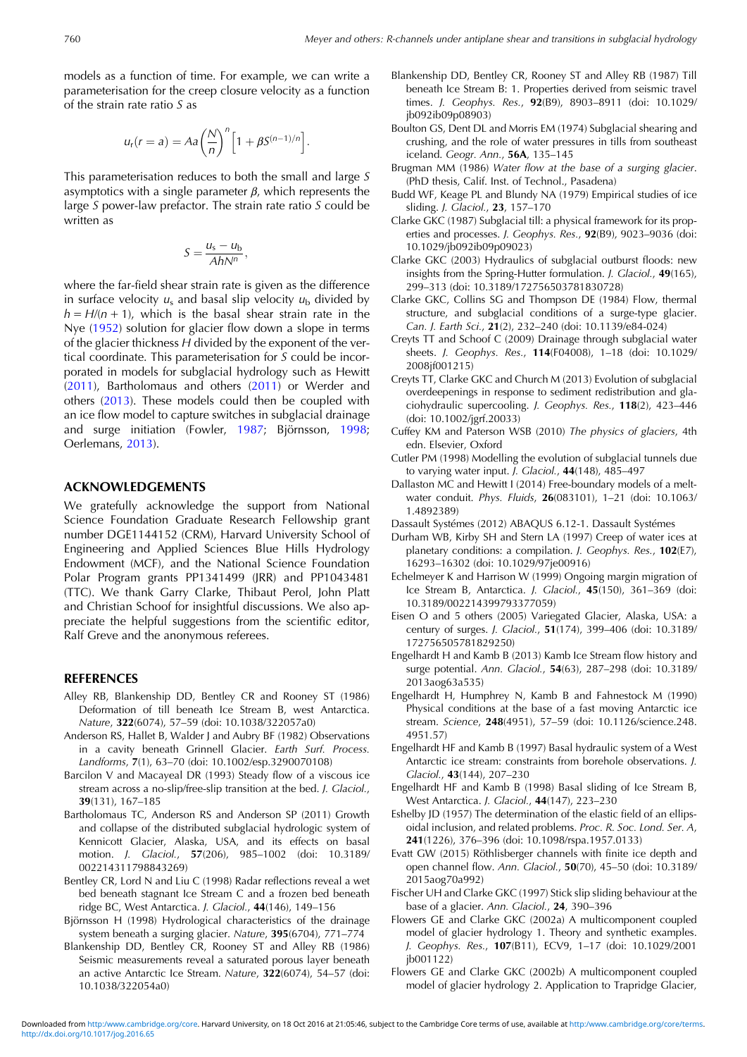models as a function of time. For example, we can write a parameterisation for the creep closure velocity as a function of the strain rate ratio $S$ as

$$u_r(r = a) = Aa\left(\frac{N}{n}\right)^n\left[1 + \beta S^{(n-1)/n}\right].$$

This parameterisation reduces to both the small and large $S$ asymptotics with a single parameter $\beta$, which represents the large $S$ power-law prefactor. The strain rate ratio $S$ could be written as

$$S = \frac{u_s - u_b}{AhN^n},$$

where the far-field shear strain rate is given as the difference in surface velocity $u_s$ and basal slip velocity $u_b$ divided by $h = H/(n+1)$, which is the basal shear strain rate in the Nye (1952) solution for glacier flow down a slope in terms of the glacier thickness $H$ divided by the exponent of the vertical coordinate. This parameterisation for $S$ could be incorporated in models for subglacial hydrology such as Hewitt (2011), Bartholomaus and others (2011) or Werder and others (2013). These models could then be coupled with an ice flow model to capture switches in subglacial drainage and surge initiation (Fowler, 1987; Björnsson, 1998; Oerlemans, 2013).

## ACKNOWLEDGEMENTS

We gratefully acknowledge the support from National Science Foundation Graduate Research Fellowship grant number DGE1144152 (CRM), Harvard University School of Engineering and Applied Sciences Blue Hills Hydrology Endowment (MCF), and the National Science Foundation Polar Program grants PP1341499 (JRR) and PP1043481 (TTC). We thank Garry Clarke, Thibaut Perol, John Platt and Christian Schoof for insightful discussions. We also appreciate the helpful suggestions from the scientific editor, Ralf Greve and the anonymous referees.

## REFERENCES

Alley RB, Blankenship DD, Bentley CR and Rooney ST (1986) Deformation of till beneath Ice Stream B, west Antarctica. *Nature*, **322**(6074), 57–59 (doi: 10.1038/322057a0)

Anderson RS, Hallet B, Walder J and Aubry BF (1982) Observations in a cavity beneath Grinnell Glacier. *Earth Surf. Process. Landforms*, **7**(1), 63–70 (doi: 10.1002/esp.3290070108)

Barcilon V and Macayeal DR (1993) Steady flow of a viscous ice stream across a no-slip/free-slip transition at the bed. *J. Glaciol.*, **39**(131), 167–185

Bartholomaus TC, Anderson RS and Anderson SP (2011) Growth and collapse of the distributed subglacial hydrologic system of Kennicott Glacier, Alaska, USA, and its effects on basal motion. *J. Glaciol.*, **57**(206), 985–1002 (doi: 10.3189/002214311798843269)

Bentley CR, Lord N and Liu C (1998) Radar reflections reveal a wet bed beneath stagnant Ice Stream C and a frozen bed beneath ridge BC, West Antarctica. *J. Glaciol.*, **44**(146), 149–156

Björnsson H (1998) Hydrological characteristics of the drainage system beneath a surging glacier. *Nature*, **395**(6704), 771–774

Blankenship DD, Bentley CR, Rooney ST and Alley RB (1986) Seismic measurements reveal a saturated porous layer beneath an active Antarctic Ice Stream. *Nature*, **322**(6074), 54–57 (doi: 10.1038/322054a0)

Blankenship DD, Bentley CR, Rooney ST and Alley RB (1987) Till beneath Ice Stream B: 1. Properties derived from seismic travel times. *J. Geophys. Res.*, **92**(B9), 8903–8911 (doi: 10.1029/jb092ib09p08903)

Boulton GS, Dent DL and Morris EM (1974) Subglacial shearing and crushing, and the role of water pressures in tills from southeast iceland. *Geogr. Ann.*, **56A**, 135–145

Brugman MM (1986) *Water flow at the base of a surging glacier*. (PhD thesis, Calif. Inst. of Technol., Pasadena)

Budd WF, Keage PL and Blundy NA (1979) Empirical studies of ice sliding. *J. Glaciol.*, **23**, 157–170

Clarke GKC (1987) Subglacial till: a physical framework for its properties and processes. *J. Geophys. Res.*, **92**(B9), 9023–9036 (doi: 10.1029/jb092ib09p09023)

Clarke GKC (2003) Hydraulics of subglacial outburst floods: new insights from the Spring-Hutter formulation. *J. Glaciol.*, **49**(165), 299–313 (doi: 10.3189/172756503781830728)

Clarke GKC, Collins SG and Thompson DE (1984) Flow, thermal structure, and subglacial conditions of a surge-type glacier. *Can. J. Earth Sci.*, **21**(2), 232–240 (doi: 10.1139/e84-024)

Creyts TT and Schoof C (2009) Drainage through subglacial water sheets. *J. Geophys. Res.*, **114**(F04008), 1–18 (doi: 10.1029/2008jf001215)

Creyts TT, Clarke GKC and Church M (2013) Evolution of subglacial overdeepenings in response to sediment redistribution and glaciohydraulic supercooling. *J. Geophys. Res.*, **118**(2), 423–446 (doi: 10.1002/jgrf.20033)

Cuffey KM and Paterson WSB (2010) *The physics of glaciers*, 4th edn. Elsevier, Oxford

Cutler PM (1998) Modelling the evolution of subglacial tunnels due to varying water input. *J. Glaciol.*, **44**(148), 485–497

Dallaston MC and Hewitt I (2014) Free-boundary models of a meltwater conduit. *Phys. Fluids*, **26**(083101), 1–21 (doi: 10.1063/1.4892389)

Dassault Systémes (2012) ABAQUS 6.12-1. Dassault Systémes

Durham WB, Kirby SH and Stern LA (1997) Creep of water ices at planetary conditions: a compilation. *J. Geophys. Res.*, **102**(E7), 16293–16302 (doi: 10.1029/97je00916)

Echelmeyer K and Harrison W (1999) Ongoing margin migration of Ice Stream B, Antarctica. *J. Glaciol.*, **45**(150), 361–369 (doi: 10.3189/002214399793377059)

Eisen O and 5 others (2005) Variegated Glacier, Alaska, USA: a century of surges. *J. Glaciol.*, **51**(174), 399–406 (doi: 10.3189/172756505781829250)

Engelhardt H and Kamb B (2013) Kamb Ice Stream flow history and surge potential. *Ann. Glaciol.*, **54**(63), 287–298 (doi: 10.3189/2013aog63a535)

Engelhardt H, Humphrey N, Kamb B and Fahnestock M (1990) Physical conditions at the base of a fast moving Antarctic ice stream. *Science*, **248**(4951), 57–59 (doi: 10.1126/science.248.4951.57)

Engelhardt HF and Kamb B (1997) Basal hydraulic system of a West Antarctic ice stream: constraints from borehole observations. *J. Glaciol.*, **43**(144), 207–230

Engelhardt HF and Kamb B (1998) Basal sliding of Ice Stream B, West Antarctica. *J. Glaciol.*, **44**(147), 223–230

Eshelby JD (1957) The determination of the elastic field of an ellipsoidal inclusion, and related problems. *Proc. R. Soc. Lond. Ser. A*, **241**(1226), 376–396 (doi: 10.1098/rspa.1957.0133)

Evatt GW (2015) Röthlisberger channels with finite ice depth and open channel flow. *Ann. Glaciol.*, **50**(70), 45–50 (doi: 10.3189/2015aog70a992)

Fischer UH and Clarke GKC (1997) Stick slip sliding behaviour at the base of a glacier. *Ann. Glaciol.*, **24**, 390–396

Flowers GE and Clarke GKC (2002a) A multicomponent coupled model of glacier hydrology 1. Theory and synthetic examples. *J. Geophys. Res.*, **107**(B11), ECV9, 1–17 (doi: 10.1029/2001jb001122)

Flowers GE and Clarke GKC (2002b) A multicomponent coupled model of glacier hydrology 2. Application to Trapridge Glacier,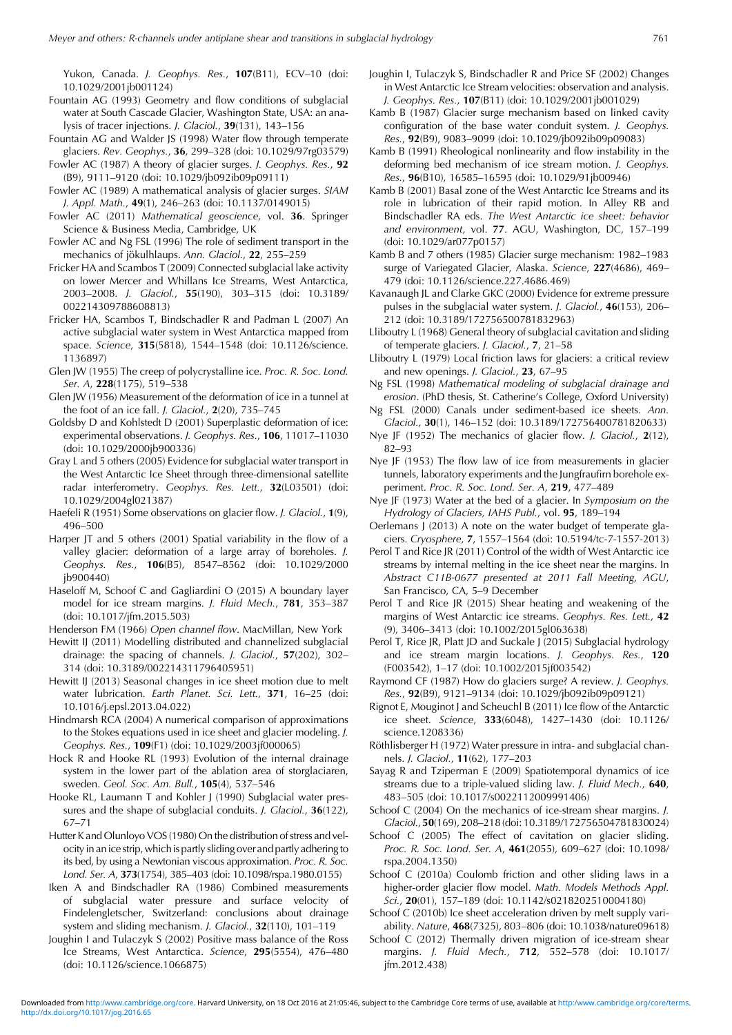Yukon, Canada. *J. Geophys. Res.*, **107**(B11), ECV–10 (doi: 10.1029/2001jb001124)

Fountain AG (1993) Geometry and flow conditions of subglacial water at South Cascade Glacier, Washington State, USA: an analysis of tracer injections. *J. Glaciol.*, **39**(131), 143–156

Fountain AG and Walder JS (1998) Water flow through temperate glaciers. *Rev. Geophys.*, **36**, 299–328 (doi: 10.1029/97rg03579)

Fowler AC (1987) A theory of glacier surges. *J. Geophys. Res.*, **92** (B9), 9111–9120 (doi: 10.1029/jb092ib09p09111)

Fowler AC (1989) A mathematical analysis of glacier surges. *SIAM J. Appl. Math.*, **49**(1), 246–263 (doi: 10.1137/0149015)

Fowler AC (2011) *Mathematical geoscience*, vol. **36**. Springer Science & Business Media, Cambridge, UK

Fowler AC and Ng FSL (1996) The role of sediment transport in the mechanics of jökulhlaups. *Ann. Glaciol.*, **22**, 255–259

Fricker HA and Scambos T (2009) Connected subglacial lake activity on lower Mercer and Whillans Ice Streams, West Antarctica, 2003–2008. *J. Glaciol.*, **55**(190), 303–315 (doi: 10.3189/002214309788608813)

Fricker HA, Scambos T, Bindschadler R and Padman L (2007) An active subglacial water system in West Antarctica mapped from space. *Science*, **315**(5818), 1544–1548 (doi: 10.1126/science.1136897)

Glen JW (1955) The creep of polycrystalline ice. *Proc. R. Soc. Lond. Ser. A*, **228**(1175), 519–538

Glen JW (1956) Measurement of the deformation of ice in a tunnel at the foot of an ice fall. *J. Glaciol.*, **2**(20), 735–745

Goldsby D and Kohlstedt D (2001) Superplastic deformation of ice: experimental observations. *J. Geophys. Res.*, **106**, 11017–11030 (doi: 10.1029/2000jb900336)

Gray L and 5 others (2005) Evidence for subglacial water transport in the West Antarctic Ice Sheet through three-dimensional satellite radar interferometry. *Geophys. Res. Lett.*, **32**(L03501) (doi: 10.1029/2004gl021387)

Haefeli R (1951) Some observations on glacier flow. *J. Glaciol.*, **1**(9), 496–500

Harper JT and 5 others (2001) Spatial variability in the flow of a valley glacier: deformation of a large array of boreholes. *J. Geophys. Res.*, **106**(B5), 8547–8562 (doi: 10.1029/2000jb900440)

Haseloff M, Schoof C and Gagliardini O (2015) A boundary layer model for ice stream margins. *J. Fluid Mech.*, **781**, 353–387 (doi: 10.1017/jfm.2015.503)

Henderson FM (1966) *Open channel flow*. MacMillan, New York

Hewitt IJ (2011) Modelling distributed and channelized subglacial drainage: the spacing of channels. *J. Glaciol.*, **57**(202), 302–314 (doi: 10.3189/002214311796405951)

Hewitt IJ (2013) Seasonal changes in ice sheet motion due to melt water lubrication. *Earth Planet. Sci. Lett.*, **371**, 16–25 (doi: 10.1016/j.epsl.2013.04.022)

Hindmarsh RCA (2004) A numerical comparison of approximations to the Stokes equations used in ice sheet and glacier modeling. *J. Geophys. Res.*, **109**(F1) (doi: 10.1029/2003jf000065)

Hock R and Hooke RL (1993) Evolution of the internal drainage system in the lower part of the ablation area of storglaciaren, sweden. *Geol. Soc. Am. Bull.*, **105**(4), 537–546

Hooke RL, Laumann T and Kohler J (1990) Subglacial water pressures and the shape of subglacial conduits. *J. Glaciol.*, **36**(122), 67–71

Hutter K and Olunloyo VOS (1980) On the distribution of stress and velocity in an ice strip, which is partly sliding over and partly adhering to its bed, by using a Newtonian viscous approximation. *Proc. R. Soc. Lond. Ser. A*, **373**(1754), 385–403 (doi: 10.1098/rspa.1980.0155)

Iken A and Bindschadler RA (1986) Combined measurements of subglacial water pressure and surface velocity of Findelengletscher, Switzerland: conclusions about drainage system and sliding mechanism. *J. Glaciol.*, **32**(110), 101–119

Joughin I and Tulaczyk S (2002) Positive mass balance of the Ross Ice Streams, West Antarctica. *Science*, **295**(5554), 476–480 (doi: 10.1126/science.1066875)

Joughin I, Tulaczyk S, Bindschadler R and Price SF (2002) Changes in West Antarctic Ice Stream velocities: observation and analysis. *J. Geophys. Res.*, **107**(B11) (doi: 10.1029/2001jb001029)

Kamb B (1987) Glacier surge mechanism based on linked cavity configuration of the base water conduit system. *J. Geophys. Res.*, **92**(B9), 9083–9099 (doi: 10.1029/jb092ib09p09083)

Kamb B (1991) Rheological nonlinearity and flow instability in the deforming bed mechanism of ice stream motion. *J. Geophys. Res.*, **96**(B10), 16585–16595 (doi: 10.1029/91jb00946)

Kamb B (2001) Basal zone of the West Antarctic Ice Streams and its role in lubrication of their rapid motion. In Alley RB and Bindschadler RA eds. *The West Antarctic ice sheet: behavior and environment*, vol. **77**. AGU, Washington, DC, 157–199 (doi: 10.1029/ar077p0157)

Kamb B and 7 others (1985) Glacier surge mechanism: 1982–1983 surge of Variegated Glacier, Alaska. *Science*, **227**(4686), 469–479 (doi: 10.1126/science.227.4686.469)

Kavanaugh JL and Clarke GKC (2000) Evidence for extreme pressure pulses in the subglacial water system. *J. Glaciol.*, **46**(153), 206–212 (doi: 10.3189/172756500781832963)

Lliboutry L (1968) General theory of subglacial cavitation and sliding of temperate glaciers. *J. Glaciol.*, **7**, 21–58

Lliboutry L (1979) Local friction laws for glaciers: a critical review and new openings. *J. Glaciol.*, **23**, 67–95

Ng FSL (1998) *Mathematical modeling of subglacial drainage and erosion*. (PhD thesis, St. Catherine's College, Oxford University)

Ng FSL (2000) Canals under sediment-based ice sheets. *Ann. Glaciol.*, **30**(1), 146–152 (doi: 10.3189/172756400781820633)

Nye JF (1952) The mechanics of glacier flow. *J. Glaciol.*, **2**(12), 82–93

Nye JF (1953) The flow law of ice from measurements in glacier tunnels, laboratory experiments and the Jungfraufirn borehole experiment. *Proc. R. Soc. Lond. Ser. A*, **219**, 477–489

Nye JF (1973) Water at the bed of a glacier. In *Symposium on the Hydrology of Glaciers, IAHS Publ.*, vol. **95**, 189–194

Oerlemans J (2013) A note on the water budget of temperate glaciers. *Cryosphere*, **7**, 1557–1564 (doi: 10.5194/tc-7-1557-2013)

Perol T and Rice JR (2011) Control of the width of West Antarctic ice streams by internal melting in the ice sheet near the margins. In *Abstract C11B-0677 presented at 2011 Fall Meeting, AGU*, San Francisco, CA, 5–9 December

Perol T and Rice JR (2015) Shear heating and weakening of the margins of West Antarctic ice streams. *Geophys. Res. Lett.*, **42** (9), 3406–3413 (doi: 10.1002/2015gl063638)

Perol T, Rice JR, Platt JD and Suckale J (2015) Subglacial hydrology and ice stream margin locations. *J. Geophys. Res.*, **120** (F003542), 1–17 (doi: 10.1002/2015jf003542)

Raymond CF (1987) How do glaciers surge? A review. *J. Geophys. Res.*, **92**(B9), 9121–9134 (doi: 10.1029/jb092ib09p09121)

Rignot E, Mouginot J and Scheuchl B (2011) Ice flow of the Antarctic ice sheet. *Science*, **333**(6048), 1427–1430 (doi: 10.1126/science.1208336)

Röthlisberger H (1972) Water pressure in intra- and subglacial channels. *J. Glaciol.*, **11**(62), 177–203

Sayag R and Tziperman E (2009) Spatiotemporal dynamics of ice streams due to a triple-valued sliding law. *J. Fluid Mech.*, **640**, 483–505 (doi: 10.1017/s0022112009991406)

Schoof C (2004) On the mechanics of ice-stream shear margins. *J. Glaciol.*, **50**(169), 208–218 (doi: 10.3189/172756504781830024)

Schoof C (2005) The effect of cavitation on glacier sliding. *Proc. R. Soc. Lond. Ser. A*, **461**(2055), 609–627 (doi: 10.1098/rspa.2004.1350)

Schoof C (2010a) Coulomb friction and other sliding laws in a higher-order glacier flow model. *Math. Models Methods Appl. Sci.*, **20**(01), 157–189 (doi: 10.1142/s0218202510004180)

Schoof C (2010b) Ice sheet acceleration driven by melt supply variability. *Nature*, **468**(7325), 803–806 (doi: 10.1038/nature09618)

Schoof C (2012) Thermally driven migration of ice-stream shear margins. *J. Fluid Mech.*, **712**, 552–578 (doi: 10.1017/jfm.2012.438)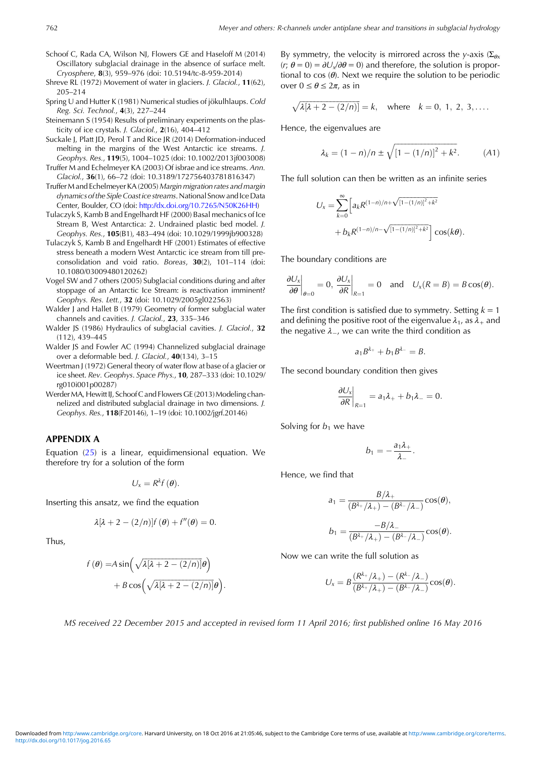Schoof C, Rada CA, Wilson NJ, Flowers GE and Haseloff M (2014) Oscillatory subglacial drainage in the absence of surface melt. *Cryosphere*, **8**(3), 959–976 (doi: 10.5194/tc-8-959-2014)

Shreve RL (1972) Movement of water in glaciers. *J. Glaciol.*, **11**(62), 205–214

Spring U and Hutter K (1981) Numerical studies of jökulhlaups. *Cold Reg. Sci. Technol.*, **4**(3), 227–244

Steinemann S (1954) Results of preliminary experiments on the plasticity of ice crystals. *J. Glaciol.*, **2**(16), 404–412

Suckale J, Platt JD, Perol T and Rice JR (2014) Deformation-induced melting in the margins of the West Antarctic ice streams. *J. Geophys. Res.*, **119**(5), 1004–1025 (doi: 10.1002/2013jf003008)

Truffer M and Echelmeyer KA (2003) Of isbrae and ice streams. *Ann. Glaciol.*, **36**(1), 66–72 (doi: 10.3189/172756403781816347)

Truffer M and Echelmeyer KA (2005) *Margin migration rates and margin dynamics of the Siple Coast ice streams*. National Snow and Ice Data Center, Boulder, CO (doi: http://dx.doi.org/10.7265/N50K26HH)

Tulaczyk S, Kamb B and Engelhardt HF (2000) Basal mechanics of Ice Stream B, West Antarctica: 2. Undrained plastic bed model. *J. Geophys. Res.*, **105**(B1), 483–494 (doi: 10.1029/1999jb900328)

Tulaczyk S, Kamb B and Engelhardt HF (2001) Estimates of effective stress beneath a modern West Antarctic ice stream from till preconsolidation and void ratio. *Boreas*, **30**(2), 101–114 (doi: 10.1080/03009480120262)

Vogel SW and 7 others (2005) Subglacial conditions during and after stoppage of an Antarctic Ice Stream: is reactivation imminent? *Geophys. Res. Lett.*, **32** (doi: 10.1029/2005gl022563)

Walder J and Hallet B (1979) Geometry of former subglacial water channels and cavities. *J. Glaciol.*, **23**, 335–346

Walder JS (1986) Hydraulics of subglacial cavities. *J. Glaciol.*, **32** (112), 439–445

Walder JS and Fowler AC (1994) Channelized subglacial drainage over a deformable bed. *J. Glaciol.*, **40**(134), 3–15

Weertman J (1972) General theory of water flow at base of a glacier or ice sheet. *Rev. Geophys. Space Phys.*, **10**, 287–333 (doi: 10.1029/rg010i001p00287)

Werder MA, Hewitt IJ, Schoof C and Flowers GE (2013) Modeling channelized and distributed subglacial drainage in two dimensions. *J. Geophys. Res.*, **118**(F20146), 1–19 (doi: 10.1002/jgrf.20146)

## APPENDIX A

Equation (25) is a linear, equidimensional equation. We therefore try for a solution of the form

$$U_x = R^{\lambda} f(\theta).$$

Inserting this ansatz, we find the equation

$$\lambda[\lambda + 2 - (2/n)]f(\theta) + f''(\theta) = 0.$$

Thus,

$$f(\theta) = A\sin\left(\sqrt{\lambda[\lambda + 2 - (2/n)]}\theta\right) + B\cos\left(\sqrt{\lambda[\lambda + 2 - (2/n)]}\theta\right).$$

By symmetry, the velocity is mirrored across the $y$-axis ($\Sigma_{\theta x}(r;\theta = 0) = \partial U_x/\partial\theta = 0$) and therefore, the solution is proportional to $\cos(\theta)$. Next we require the solution to be periodic over $0 \le \theta \le 2\pi$, as in

$$\sqrt{\lambda[\lambda + 2 - (2/n)]} = k, \quad \text{where} \quad k = 0,\ 1,\ 2,\ 3, \ldots.$$

Hence, the eigenvalues are

$$\lambda_k = (1-n)/n \pm \sqrt{[1 - (1/n)]^2 + k^2}. \tag{A1}$$

The full solution can then be written as an infinite series

$$U_x = \sum_{k=0}^{\infty}\left[a_k R^{(1-n)/n + \sqrt{[1-(1/n)]^2 + k^2}} + b_k R^{(1-n)/n - \sqrt{[1-(1/n)]^2 + k^2}}\right]\cos(k\theta).$$

The boundary conditions are

$$\left.\frac{\partial U_x}{\partial\theta}\right|_{\theta=0} = 0,\ \left.\frac{\partial U_x}{\partial R}\right|_{R=1} = 0 \quad \text{and} \quad U_x(R = B) = B\cos(\theta).$$

The first condition is satisfied due to symmetry. Setting $k = 1$ and defining the positive root of the eigenvalue $\lambda_1$, as $\lambda_+$ and the negative $\lambda_-$, we can write the third condition as

$$a_1 B^{\lambda_+} + b_1 B^{\lambda_-} = B.$$

The second boundary condition then gives

$$\left.\frac{\partial U_x}{\partial R}\right|_{R=1} = a_1\lambda_+ + b_1\lambda_- = 0.$$

Solving for $b_1$ we have

$$b_1 = -\frac{a_1\lambda_+}{\lambda_-}.$$

Hence, we find that

$$a_1 = \frac{B/\lambda_+}{(B^{\lambda_+}/\lambda_+) - (B^{\lambda_-}/\lambda_-)}\cos(\theta),$$

$$b_1 = \frac{-B/\lambda_-}{(B^{\lambda_+}/\lambda_+) - (B^{\lambda_-}/\lambda_-)}\cos(\theta).$$

Now we can write the full solution as

$$U_x = B\frac{(R^{\lambda_+}/\lambda_+) - (R^{\lambda_-}/\lambda_-)}{(B^{\lambda_+}/\lambda_+) - (B^{\lambda_-}/\lambda_-)}\cos(\theta).$$

*MS received 22 December 2015 and accepted in revised form 11 April 2016; first published online 16 May 2016*